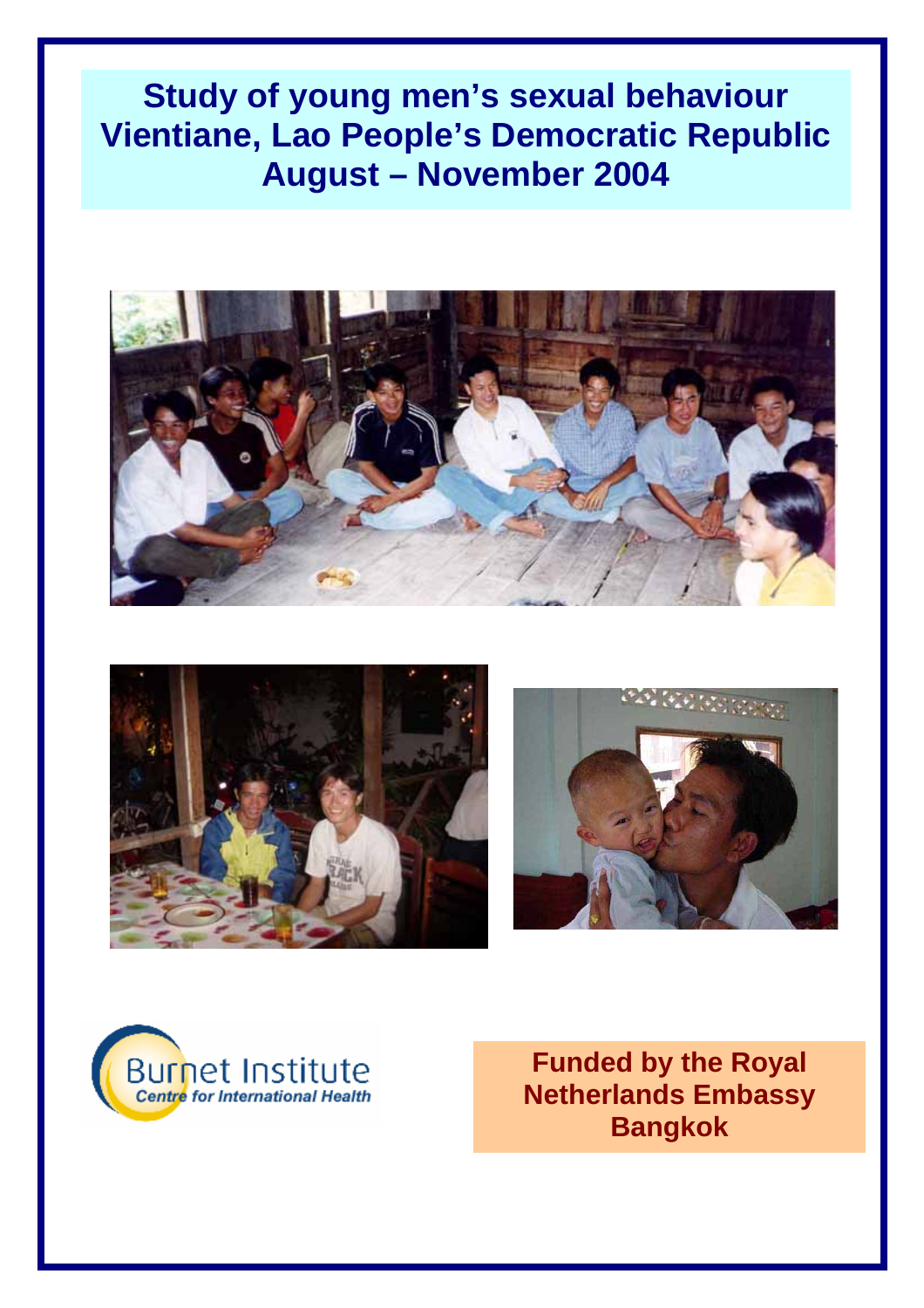# Study of young men's sexual behaviour
# Vientiane, Lao People's Democratic Republic
# August – November 2004

Burnet Institute
*Centre for International Health*

**Funded by the Royal Netherlands Embassy Bangkok**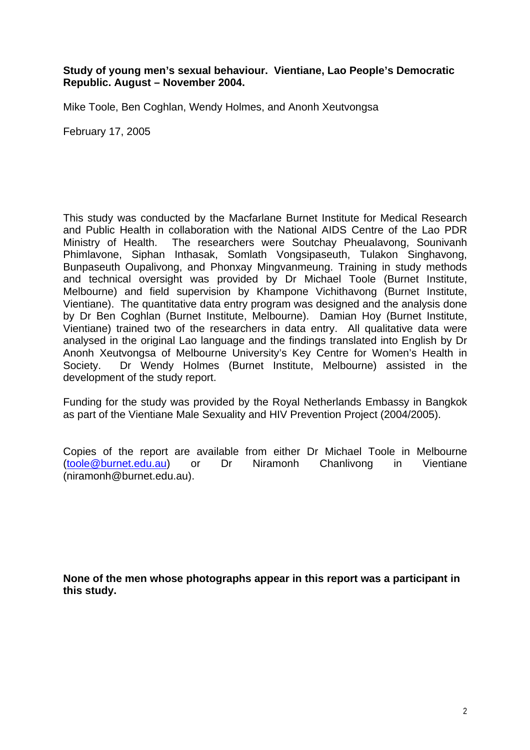**Study of young men's sexual behaviour. Vientiane, Lao People's Democratic Republic. August – November 2004.**

Mike Toole, Ben Coghlan, Wendy Holmes, and Anonh Xeutvongsa

February 17, 2005

This study was conducted by the Macfarlane Burnet Institute for Medical Research and Public Health in collaboration with the National AIDS Centre of the Lao PDR Ministry of Health. The researchers were Soutchay Pheualavong, Sounivanh Phimlavone, Siphan Inthasak, Somlath Vongsipaseuth, Tulakon Singhavong, Bunpaseuth Oupalivong, and Phonxay Mingvanmeung. Training in study methods and technical oversight was provided by Dr Michael Toole (Burnet Institute, Melbourne) and field supervision by Khampone Vichithavong (Burnet Institute, Vientiane). The quantitative data entry program was designed and the analysis done by Dr Ben Coghlan (Burnet Institute, Melbourne). Damian Hoy (Burnet Institute, Vientiane) trained two of the researchers in data entry. All qualitative data were analysed in the original Lao language and the findings translated into English by Dr Anonh Xeutvongsa of Melbourne University's Key Centre for Women's Health in Society. Dr Wendy Holmes (Burnet Institute, Melbourne) assisted in the development of the study report.

Funding for the study was provided by the Royal Netherlands Embassy in Bangkok as part of the Vientiane Male Sexuality and HIV Prevention Project (2004/2005).

Copies of the report are available from either Dr Michael Toole in Melbourne (toole@burnet.edu.au) or Dr Niramonh Chanlivong in Vientiane (niramonh@burnet.edu.au).

**None of the men whose photographs appear in this report was a participant in this study.**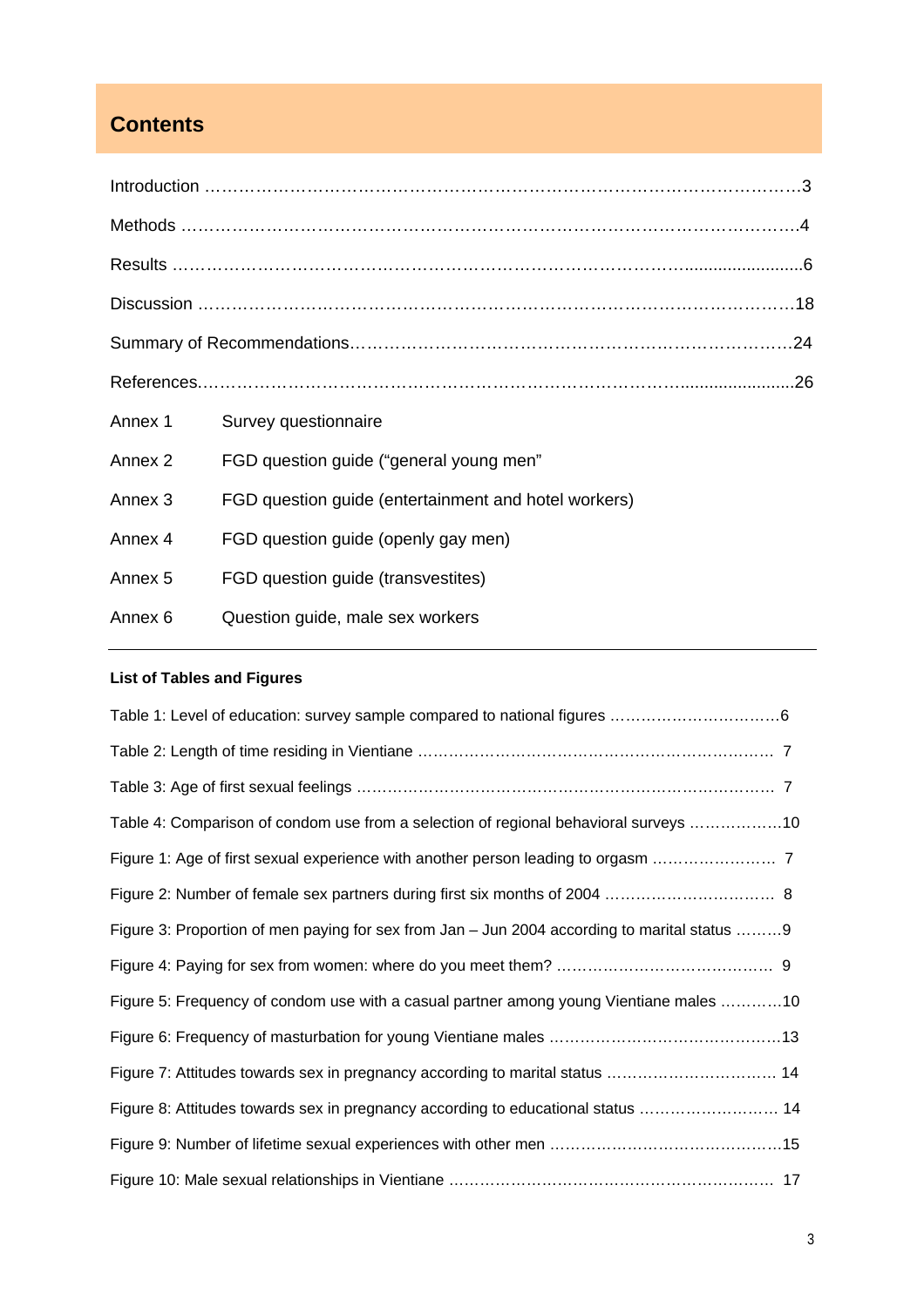# Contents

Introduction ……………………………………………………………………………………………3

Methods ………………………………………………………………………………………………4

Results …………………………………………………………………………………………………6

Discussion ……………………………………………………………………………………………18

Summary of Recommendations…………………………………………………………………24

References………………………………………………………………………………………………26

Annex 1 Survey questionnaire

Annex 2 FGD question guide (“general young men”

Annex 3 FGD question guide (entertainment and hotel workers)

Annex 4 FGD question guide (openly gay men)

Annex 5 FGD question guide (transvestites)

Annex 6 Question guide, male sex workers

---

**List of Tables and Figures**

Table 1: Level of education: survey sample compared to national figures ……………………………6

Table 2: Length of time residing in Vientiane …………………………………………………………… 7

Table 3: Age of first sexual feelings ……………………………………………………………………… 7

Table 4: Comparison of condom use from a selection of regional behavioral surveys ………………10

Figure 1: Age of first sexual experience with another person leading to orgasm …………………… 7

Figure 2: Number of female sex partners during first six months of 2004 …………………………… 8

Figure 3: Proportion of men paying for sex from Jan – Jun 2004 according to marital status ………9

Figure 4: Paying for sex from women: where do you meet them? …………………………………… 9

Figure 5: Frequency of condom use with a casual partner among young Vientiane males …………10

Figure 6: Frequency of masturbation for young Vientiane males ………………………………………13

Figure 7: Attitudes towards sex in pregnancy according to marital status …………………………… 14

Figure 8: Attitudes towards sex in pregnancy according to educational status ……………………… 14

Figure 9: Number of lifetime sexual experiences with other men ………………………………………15

Figure 10: Male sexual relationships in Vientiane ……………………………………………………… 17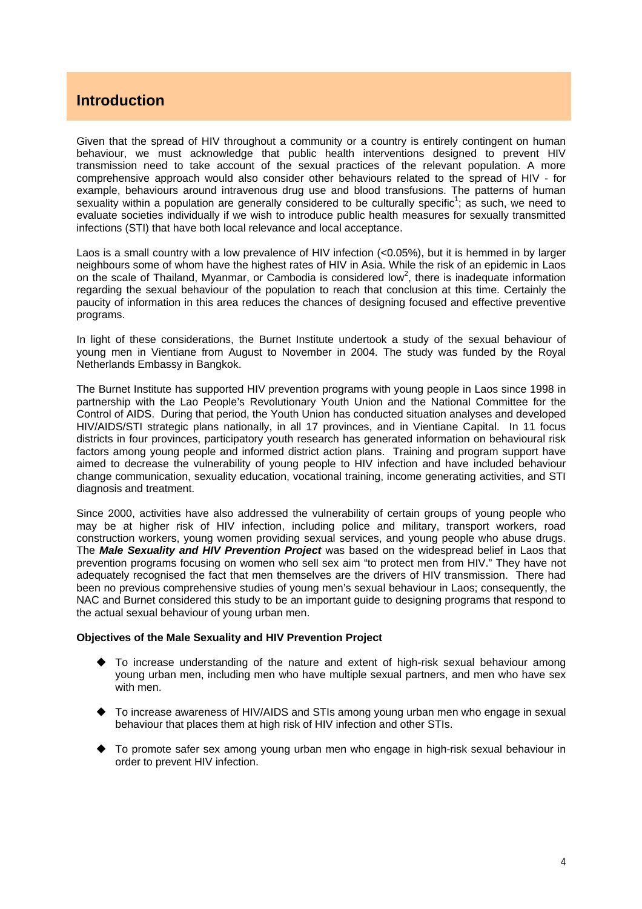# Introduction

Given that the spread of HIV throughout a community or a country is entirely contingent on human behaviour, we must acknowledge that public health interventions designed to prevent HIV transmission need to take account of the sexual practices of the relevant population. A more comprehensive approach would also consider other behaviours related to the spread of HIV - for example, behaviours around intravenous drug use and blood transfusions. The patterns of human sexuality within a population are generally considered to be culturally specific[1]; as such, we need to evaluate societies individually if we wish to introduce public health measures for sexually transmitted infections (STI) that have both local relevance and local acceptance.

Laos is a small country with a low prevalence of HIV infection (<0.05%), but it is hemmed in by larger neighbours some of whom have the highest rates of HIV in Asia. While the risk of an epidemic in Laos on the scale of Thailand, Myanmar, or Cambodia is considered low[2], there is inadequate information regarding the sexual behaviour of the population to reach that conclusion at this time. Certainly the paucity of information in this area reduces the chances of designing focused and effective preventive programs.

In light of these considerations, the Burnet Institute undertook a study of the sexual behaviour of young men in Vientiane from August to November in 2004. The study was funded by the Royal Netherlands Embassy in Bangkok.

The Burnet Institute has supported HIV prevention programs with young people in Laos since 1998 in partnership with the Lao People's Revolutionary Youth Union and the National Committee for the Control of AIDS. During that period, the Youth Union has conducted situation analyses and developed HIV/AIDS/STI strategic plans nationally, in all 17 provinces, and in Vientiane Capital. In 11 focus districts in four provinces, participatory youth research has generated information on behavioural risk factors among young people and informed district action plans. Training and program support have aimed to decrease the vulnerability of young people to HIV infection and have included behaviour change communication, sexuality education, vocational training, income generating activities, and STI diagnosis and treatment.

Since 2000, activities have also addressed the vulnerability of certain groups of young people who may be at higher risk of HIV infection, including police and military, transport workers, road construction workers, young women providing sexual services, and young people who abuse drugs. The ***Male Sexuality and HIV Prevention Project*** was based on the widespread belief in Laos that prevention programs focusing on women who sell sex aim "to protect men from HIV." They have not adequately recognised the fact that men themselves are the drivers of HIV transmission. There had been no previous comprehensive studies of young men's sexual behaviour in Laos; consequently, the NAC and Burnet considered this study to be an important guide to designing programs that respond to the actual sexual behaviour of young urban men.

**Objectives of the Male Sexuality and HIV Prevention Project**

- To increase understanding of the nature and extent of high-risk sexual behaviour among young urban men, including men who have multiple sexual partners, and men who have sex with men.
- To increase awareness of HIV/AIDS and STIs among young urban men who engage in sexual behaviour that places them at high risk of HIV infection and other STIs.
- To promote safer sex among young urban men who engage in high-risk sexual behaviour in order to prevent HIV infection.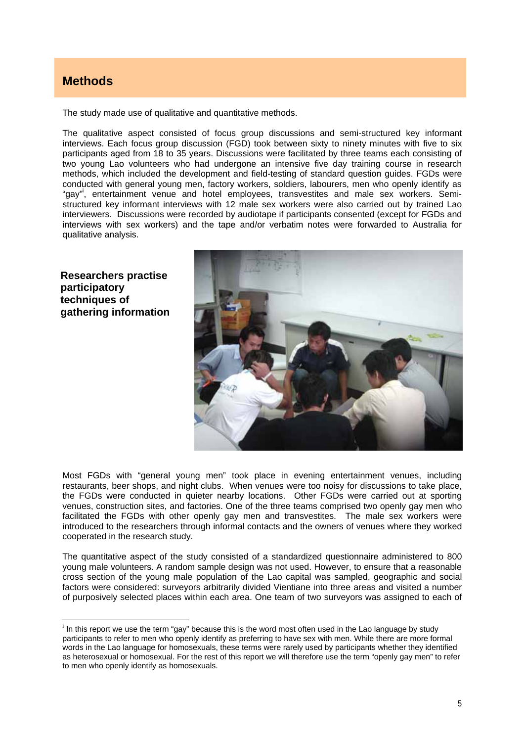## Methods

The study made use of qualitative and quantitative methods.

The qualitative aspect consisted of focus group discussions and semi-structured key informant interviews. Each focus group discussion (FGD) took between sixty to ninety minutes with five to six participants aged from 18 to 35 years. Discussions were facilitated by three teams each consisting of two young Lao volunteers who had undergone an intensive five day training course in research methods, which included the development and field-testing of standard question guides. FGDs were conducted with general young men, factory workers, soldiers, labourers, men who openly identify as "gay"[i], entertainment venue and hotel employees, transvestites and male sex workers. Semi-structured key informant interviews with 12 male sex workers were also carried out by trained Lao interviewers. Discussions were recorded by audiotape if participants consented (except for FGDs and interviews with sex workers) and the tape and/or verbatim notes were forwarded to Australia for qualitative analysis.

**Researchers practise participatory techniques of gathering information**

Most FGDs with "general young men" took place in evening entertainment venues, including restaurants, beer shops, and night clubs. When venues were too noisy for discussions to take place, the FGDs were conducted in quieter nearby locations. Other FGDs were carried out at sporting venues, construction sites, and factories. One of the three teams comprised two openly gay men who facilitated the FGDs with other openly gay men and transvestites. The male sex workers were introduced to the researchers through informal contacts and the owners of venues where they worked cooperated in the research study.

The quantitative aspect of the study consisted of a standardized questionnaire administered to 800 young male volunteers. A random sample design was not used. However, to ensure that a reasonable cross section of the young male population of the Lao capital was sampled, geographic and social factors were considered: surveyors arbitrarily divided Vientiane into three areas and visited a number of purposively selected places within each area. One team of two surveyors was assigned to each of

[i] In this report we use the term "gay" because this is the word most often used in the Lao language by study participants to refer to men who openly identify as preferring to have sex with men. While there are more formal words in the Lao language for homosexuals, these terms were rarely used by participants whether they identified as heterosexual or homosexual. For the rest of this report we will therefore use the term "openly gay men" to refer to men who openly identify as homosexuals.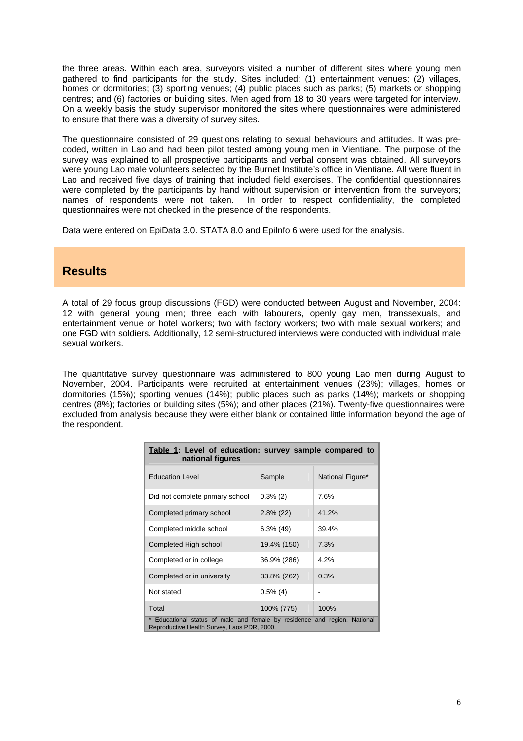the three areas. Within each area, surveyors visited a number of different sites where young men gathered to find participants for the study. Sites included: (1) entertainment venues; (2) villages, homes or dormitories; (3) sporting venues; (4) public places such as parks; (5) markets or shopping centres; and (6) factories or building sites. Men aged from 18 to 30 years were targeted for interview. On a weekly basis the study supervisor monitored the sites where questionnaires were administered to ensure that there was a diversity of survey sites.

The questionnaire consisted of 29 questions relating to sexual behaviours and attitudes. It was pre-coded, written in Lao and had been pilot tested among young men in Vientiane. The purpose of the survey was explained to all prospective participants and verbal consent was obtained. All surveyors were young Lao male volunteers selected by the Burnet Institute's office in Vientiane. All were fluent in Lao and received five days of training that included field exercises. The confidential questionnaires were completed by the participants by hand without supervision or intervention from the surveyors; names of respondents were not taken. In order to respect confidentiality, the completed questionnaires were not checked in the presence of the respondents.

Data were entered on EpiData 3.0. STATA 8.0 and EpiInfo 6 were used for the analysis.

## Results

A total of 29 focus group discussions (FGD) were conducted between August and November, 2004: 12 with general young men; three each with labourers, openly gay men, transsexuals, and entertainment venue or hotel workers; two with factory workers; two with male sexual workers; and one FGD with soldiers. Additionally, 12 semi-structured interviews were conducted with individual male sexual workers.

The quantitative survey questionnaire was administered to 800 young Lao men during August to November, 2004. Participants were recruited at entertainment venues (23%); villages, homes or dormitories (15%); sporting venues (14%); public places such as parks (14%); markets or shopping centres (8%); factories or building sites (5%); and other places (21%). Twenty-five questionnaires were excluded from analysis because they were either blank or contained little information beyond the age of the respondent.

**Table 1: Level of education: survey sample compared to national figures**

| Education Level | Sample | National Figure* |
|---|---|---|
| Did not complete primary school | 0.3% (2) | 7.6% |
| Completed primary school | 2.8% (22) | 41.2% |
| Completed middle school | 6.3% (49) | 39.4% |
| Completed High school | 19.4% (150) | 7.3% |
| Completed or in college | 36.9% (286) | 4.2% |
| Completed or in university | 33.8% (262) | 0.3% |
| Not stated | 0.5% (4) | - |
| Total | 100% (775) | 100% |

* Educational status of male and female by residence and region. National Reproductive Health Survey, Laos PDR, 2000.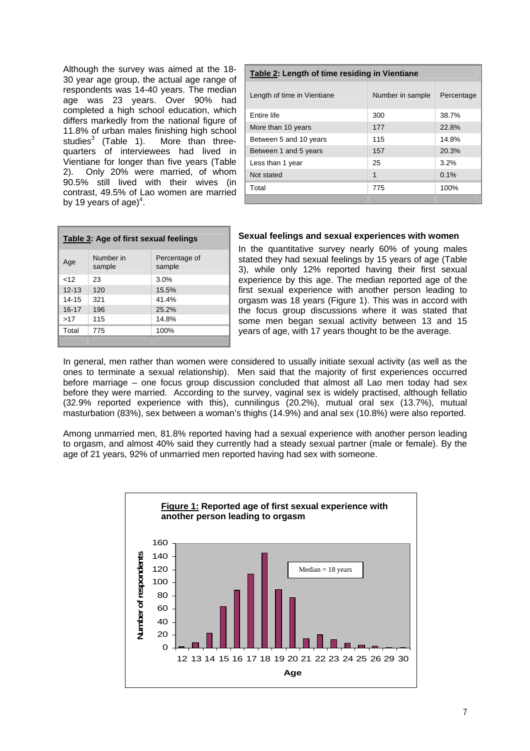Although the survey was aimed at the 18-30 year age group, the actual age range of respondents was 14-40 years. The median age was 23 years. Over 90% had completed a high school education, which differs markedly from the national figure of 11.8% of urban males finishing high school studies[3] (Table 1). More than three-quarters of interviewees had lived in Vientiane for longer than five years (Table 2). Only 20% were married, of whom 90.5% still lived with their wives (in contrast, 49.5% of Lao women are married by 19 years of age)[4].

**Table 2: Length of time residing in Vientiane**

| Length of time in Vientiane | Number in sample | Percentage |
|---|---|---|
| Entire life | 300 | 38.7% |
| More than 10 years | 177 | 22.8% |
| Between 5 and 10 years | 115 | 14.8% |
| Between 1 and 5 years | 157 | 20.3% |
| Less than 1 year | 25 | 3.2% |
| Not stated | 1 | 0.1% |
| Total | 775 | 100% |

**Table 3: Age of first sexual feelings**

| Age | Number in sample | Percentage of sample |
|---|---|---|
| <12 | 23 | 3.0% |
| 12-13 | 120 | 15.5% |
| 14-15 | 321 | 41.4% |
| 16-17 | 196 | 25.2% |
| >17 | 115 | 14.8% |
| Total | 775 | 100% |

### Sexual feelings and sexual experiences with women

In the quantitative survey nearly 60% of young males stated they had sexual feelings by 15 years of age (Table 3), while only 12% reported having their first sexual experience by this age. The median reported age of the first sexual experience with another person leading to orgasm was 18 years (Figure 1). This was in accord with the focus group discussions where it was stated that some men began sexual activity between 13 and 15 years of age, with 17 years thought to be the average.

In general, men rather than women were considered to usually initiate sexual activity (as well as the ones to terminate a sexual relationship). Men said that the majority of first experiences occurred before marriage – one focus group discussion concluded that almost all Lao men today had sex before they were married. According to the survey, vaginal sex is widely practised, although fellatio (32.9% reported experience with this), cunnilingus (20.2%), mutual oral sex (13.7%), mutual masturbation (83%), sex between a woman's thighs (14.9%) and anal sex (10.8%) were also reported.

Among unmarried men, 81.8% reported having had a sexual experience with another person leading to orgasm, and almost 40% said they currently had a steady sexual partner (male or female). By the age of 21 years, 92% of unmarried men reported having had sex with someone.

**Figure 1:** Reported age of first sexual experience with another person leading to orgasm

Median = 18 years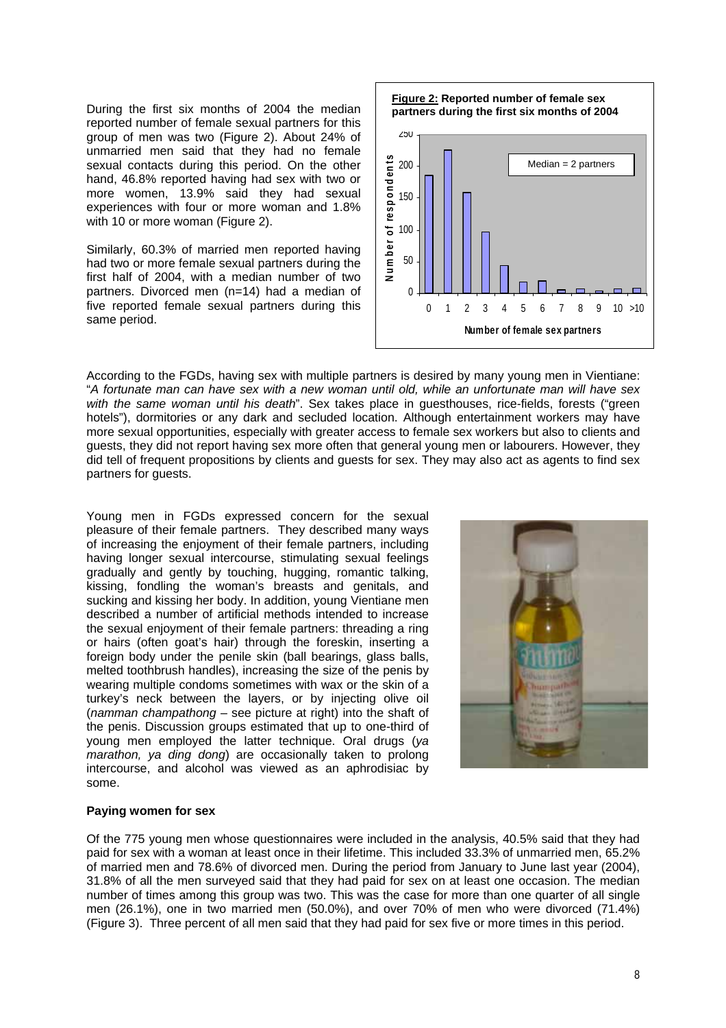During the first six months of 2004 the median reported number of female sexual partners for this group of men was two (Figure 2). About 24% of unmarried men said that they had no female sexual contacts during this period. On the other hand, 46.8% reported having had sex with two or more women, 13.9% said they had sexual experiences with four or more woman and 1.8% with 10 or more woman (Figure 2).

Similarly, 60.3% of married men reported having had two or more female sexual partners during the first half of 2004, with a median number of two partners. Divorced men (n=14) had a median of five reported female sexual partners during this same period.

**Figure 2:** **Reported number of female sex partners during the first six months of 2004**

According to the FGDs, having sex with multiple partners is desired by many young men in Vientiane: "*A fortunate man can have sex with a new woman until old, while an unfortunate man will have sex with the same woman until his death*". Sex takes place in guesthouses, rice-fields, forests ("green hotels"), dormitories or any dark and secluded location. Although entertainment workers may have more sexual opportunities, especially with greater access to female sex workers but also to clients and guests, they did not report having sex more often that general young men or labourers. However, they did tell of frequent propositions by clients and guests for sex. They may also act as agents to find sex partners for guests.

Young men in FGDs expressed concern for the sexual pleasure of their female partners. They described many ways of increasing the enjoyment of their female partners, including having longer sexual intercourse, stimulating sexual feelings gradually and gently by touching, hugging, romantic talking, kissing, fondling the woman's breasts and genitals, and sucking and kissing her body. In addition, young Vientiane men described a number of artificial methods intended to increase the sexual enjoyment of their female partners: threading a ring or hairs (often goat's hair) through the foreskin, inserting a foreign body under the penile skin (ball bearings, glass balls, melted toothbrush handles), increasing the size of the penis by wearing multiple condoms sometimes with wax or the skin of a turkey's neck between the layers, or by injecting olive oil (*namman champathong* – see picture at right) into the shaft of the penis. Discussion groups estimated that up to one-third of young men employed the latter technique. Oral drugs (*ya marathon, ya ding dong*) are occasionally taken to prolong intercourse, and alcohol was viewed as an aphrodisiac by some.

**Paying women for sex**

Of the 775 young men whose questionnaires were included in the analysis, 40.5% said that they had paid for sex with a woman at least once in their lifetime. This included 33.3% of unmarried men, 65.2% of married men and 78.6% of divorced men. During the period from January to June last year (2004), 31.8% of all the men surveyed said that they had paid for sex on at least one occasion. The median number of times among this group was two. This was the case for more than one quarter of all single men (26.1%), one in two married men (50.0%), and over 70% of men who were divorced (71.4%) (Figure 3). Three percent of all men said that they had paid for sex five or more times in this period.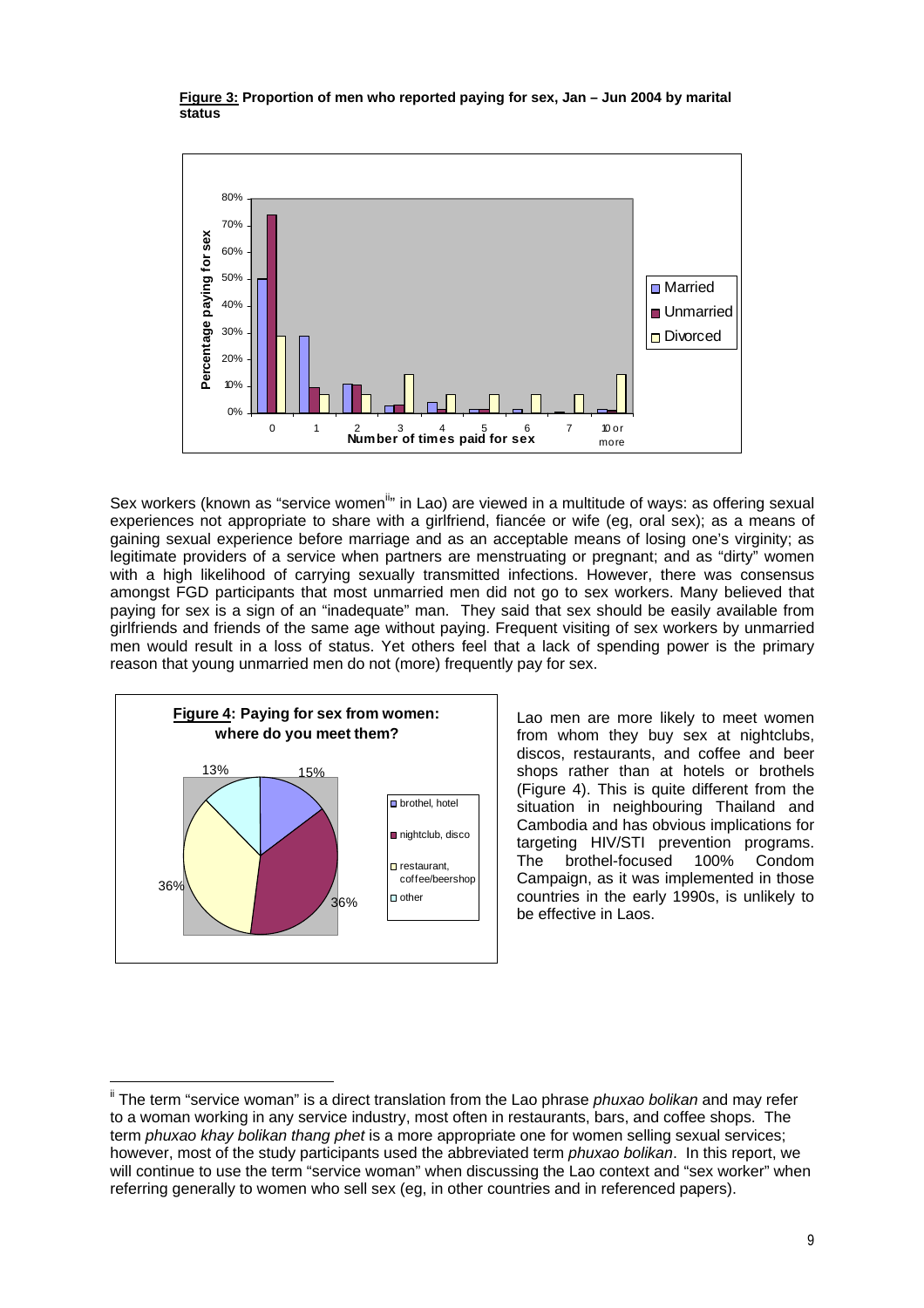**Figure 3: Proportion of men who reported paying for sex, Jan – Jun 2004 by marital status**

Sex workers (known as "service women[ii]" in Lao) are viewed in a multitude of ways: as offering sexual experiences not appropriate to share with a girlfriend, fiancée or wife (eg, oral sex); as a means of gaining sexual experience before marriage and as an acceptable means of losing one's virginity; as legitimate providers of a service when partners are menstruating or pregnant; and as "dirty" women with a high likelihood of carrying sexually transmitted infections. However, there was consensus amongst FGD participants that most unmarried men did not go to sex workers. Many believed that paying for sex is a sign of an "inadequate" man. They said that sex should be easily available from girlfriends and friends of the same age without paying. Frequent visiting of sex workers by unmarried men would result in a loss of status. Yet others feel that a lack of spending power is the primary reason that young unmarried men do not (more) frequently pay for sex.

**Figure 4: Paying for sex from women: where do you meet them?**

Lao men are more likely to meet women from whom they buy sex at nightclubs, discos, restaurants, and coffee and beer shops rather than at hotels or brothels (Figure 4). This is quite different from the situation in neighbouring Thailand and Cambodia and has obvious implications for targeting HIV/STI prevention programs. The brothel-focused 100% Condom Campaign, as it was implemented in those countries in the early 1990s, is unlikely to be effective in Laos.

---

[ii] The term "service woman" is a direct translation from the Lao phrase *phuxao bolikan* and may refer to a woman working in any service industry, most often in restaurants, bars, and coffee shops. The term *phuxao khay bolikan thang phet* is a more appropriate one for women selling sexual services; however, most of the study participants used the abbreviated term *phuxao bolikan*. In this report, we will continue to use the term "service woman" when discussing the Lao context and "sex worker" when referring generally to women who sell sex (eg, in other countries and in referenced papers).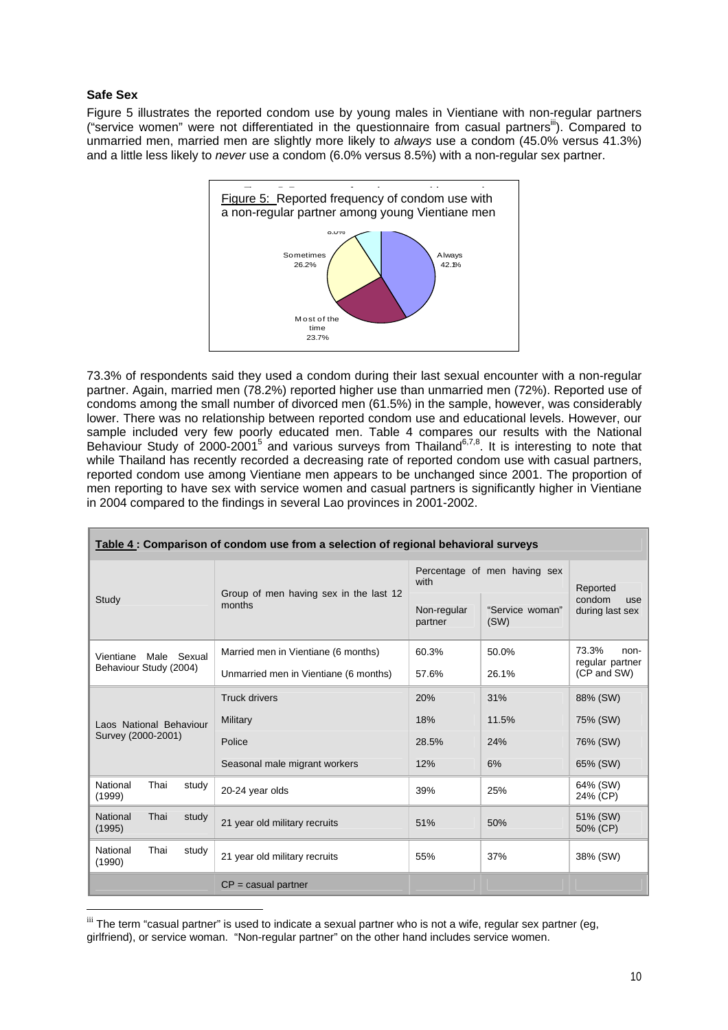### Safe Sex

Figure 5 illustrates the reported condom use by young males in Vientiane with non-regular partners ("service women" were not differentiated in the questionnaire from casual partners[iii]). Compared to unmarried men, married men are slightly more likely to *always* use a condom (45.0% versus 41.3%) and a little less likely to *never* use a condom (6.0% versus 8.5%) with a non-regular sex partner.

Figure 5: Reported frequency of condom use with a non-regular partner among young Vientiane men

Always 42.1%; Most of the time 23.7%; Sometimes 26.2%; 8.0%

73.3% of respondents said they used a condom during their last sexual encounter with a non-regular partner. Again, married men (78.2%) reported higher use than unmarried men (72%). Reported use of condoms among the small number of divorced men (61.5%) in the sample, however, was considerably lower. There was no relationship between reported condom use and educational levels. However, our sample included very few poorly educated men. Table 4 compares our results with the National Behaviour Study of 2000-2001[5] and various surveys from Thailand[6,7,8]. It is interesting to note that while Thailand has recently recorded a decreasing rate of reported condom use with casual partners, reported condom use among Vientiane men appears to be unchanged since 2001. The proportion of men reporting to have sex with service women and casual partners is significantly higher in Vientiane in 2004 compared to the findings in several Lao provinces in 2001-2002.

**Table 4 : Comparison of condom use from a selection of regional behavioral surveys**

| Study | Group of men having sex in the last 12 months | Percentage of men having sex with | | Reported condom use during last sex |
|---|---|---|---|---|
| | | Non-regular partner | "Service woman" (SW) | |
| Vientiane Male Sexual Behaviour Study (2004) | Married men in Vientiane (6 months) | 60.3% | 50.0% | 73.3% non-regular partner (CP and SW) |
| | Unmarried men in Vientiane (6 months) | 57.6% | 26.1% | |
| Laos National Behaviour Survey (2000-2001) | Truck drivers | 20% | 31% | 88% (SW) |
| | Military | 18% | 11.5% | 75% (SW) |
| | Police | 28.5% | 24% | 76% (SW) |
| | Seasonal male migrant workers | 12% | 6% | 65% (SW) |
| National Thai study (1999) | 20-24 year olds | 39% | 25% | 64% (SW) 24% (CP) |
| National Thai study (1995) | 21 year old military recruits | 51% | 50% | 51% (SW) 50% (CP) |
| National Thai study (1990) | 21 year old military recruits | 55% | 37% | 38% (SW) |
| | CP = casual partner | | | |

[iii] The term "casual partner" is used to indicate a sexual partner who is not a wife, regular sex partner (eg, girlfriend), or service woman. "Non-regular partner" on the other hand includes service women.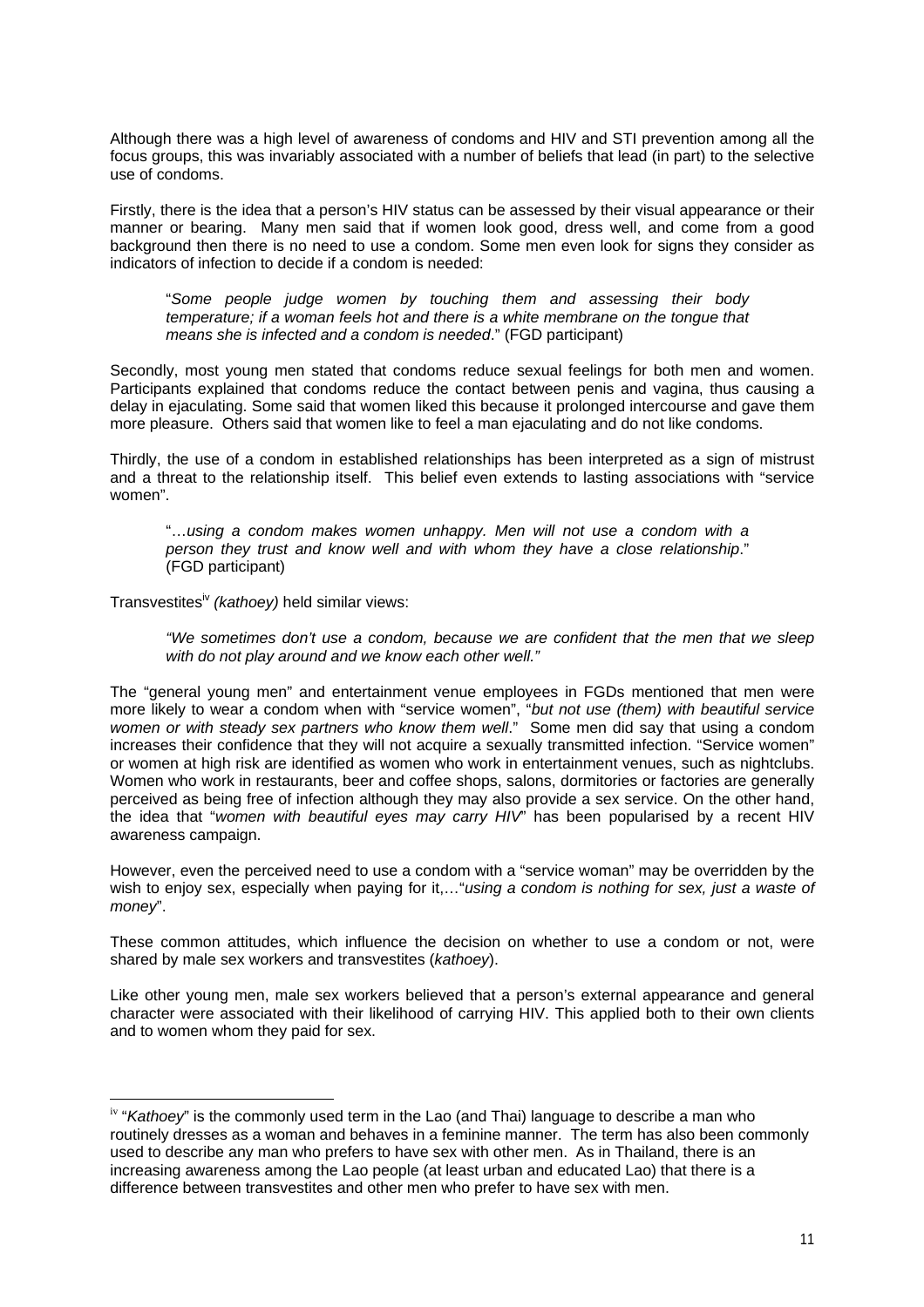Although there was a high level of awareness of condoms and HIV and STI prevention among all the focus groups, this was invariably associated with a number of beliefs that lead (in part) to the selective use of condoms.

Firstly, there is the idea that a person's HIV status can be assessed by their visual appearance or their manner or bearing. Many men said that if women look good, dress well, and come from a good background then there is no need to use a condom. Some men even look for signs they consider as indicators of infection to decide if a condom is needed:

> "*Some people judge women by touching them and assessing their body temperature; if a woman feels hot and there is a white membrane on the tongue that means she is infected and a condom is needed*." (FGD participant)

Secondly, most young men stated that condoms reduce sexual feelings for both men and women. Participants explained that condoms reduce the contact between penis and vagina, thus causing a delay in ejaculating. Some said that women liked this because it prolonged intercourse and gave them more pleasure. Others said that women like to feel a man ejaculating and do not like condoms.

Thirdly, the use of a condom in established relationships has been interpreted as a sign of mistrust and a threat to the relationship itself. This belief even extends to lasting associations with "service women".

> "…*using a condom makes women unhappy. Men will not use a condom with a person they trust and know well and with whom they have a close relationship*." (FGD participant)

Transvestites[iv] *(kathoey)* held similar views:

> *"We sometimes don't use a condom, because we are confident that the men that we sleep with do not play around and we know each other well."*

The "general young men" and entertainment venue employees in FGDs mentioned that men were more likely to wear a condom when with "service women", "*but not use (them) with beautiful service women or with steady sex partners who know them well*." Some men did say that using a condom increases their confidence that they will not acquire a sexually transmitted infection. "Service women" or women at high risk are identified as women who work in entertainment venues, such as nightclubs. Women who work in restaurants, beer and coffee shops, salons, dormitories or factories are generally perceived as being free of infection although they may also provide a sex service. On the other hand, the idea that "*women with beautiful eyes may carry HIV*" has been popularised by a recent HIV awareness campaign.

However, even the perceived need to use a condom with a "service woman" may be overridden by the wish to enjoy sex, especially when paying for it,…"*using a condom is nothing for sex, just a waste of money*".

These common attitudes, which influence the decision on whether to use a condom or not, were shared by male sex workers and transvestites (*kathoey*).

Like other young men, male sex workers believed that a person's external appearance and general character were associated with their likelihood of carrying HIV. This applied both to their own clients and to women whom they paid for sex.

---

[iv] "*Kathoey*" is the commonly used term in the Lao (and Thai) language to describe a man who routinely dresses as a woman and behaves in a feminine manner. The term has also been commonly used to describe any man who prefers to have sex with other men. As in Thailand, there is an increasing awareness among the Lao people (at least urban and educated Lao) that there is a difference between transvestites and other men who prefer to have sex with men.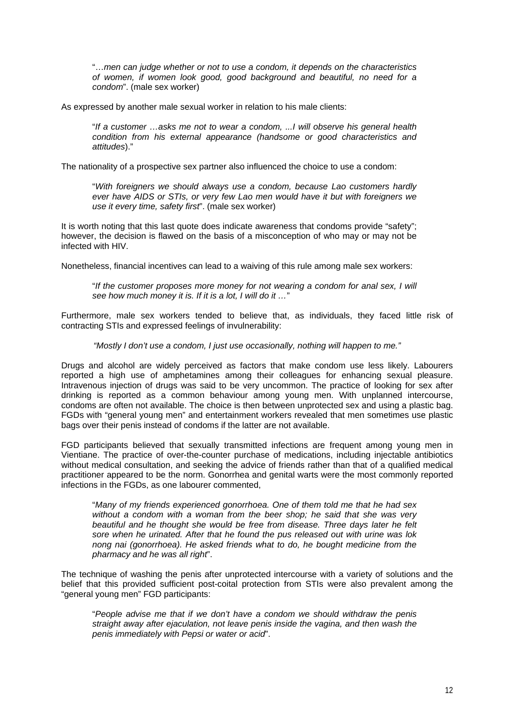> "…*men can judge whether or not to use a condom, it depends on the characteristics of women, if women look good, good background and beautiful, no need for a condom*". (male sex worker)

As expressed by another male sexual worker in relation to his male clients:

> "*If a customer …asks me not to wear a condom, ...I will observe his general health condition from his external appearance (handsome or good characteristics and attitudes*)."

The nationality of a prospective sex partner also influenced the choice to use a condom:

> "*With foreigners we should always use a condom, because Lao customers hardly ever have AIDS or STIs, or very few Lao men would have it but with foreigners we use it every time, safety first*". (male sex worker)

It is worth noting that this last quote does indicate awareness that condoms provide "safety"; however, the decision is flawed on the basis of a misconception of who may or may not be infected with HIV.

Nonetheless, financial incentives can lead to a waiving of this rule among male sex workers:

> "*If the customer proposes more money for not wearing a condom for anal sex, I will see how much money it is. If it is a lot, I will do it …*"

Furthermore, male sex workers tended to believe that, as individuals, they faced little risk of contracting STIs and expressed feelings of invulnerability:

> *"Mostly I don't use a condom, I just use occasionally, nothing will happen to me."*

Drugs and alcohol are widely perceived as factors that make condom use less likely. Labourers reported a high use of amphetamines among their colleagues for enhancing sexual pleasure. Intravenous injection of drugs was said to be very uncommon. The practice of looking for sex after drinking is reported as a common behaviour among young men. With unplanned intercourse, condoms are often not available. The choice is then between unprotected sex and using a plastic bag. FGDs with "general young men" and entertainment workers revealed that men sometimes use plastic bags over their penis instead of condoms if the latter are not available.

FGD participants believed that sexually transmitted infections are frequent among young men in Vientiane. The practice of over-the-counter purchase of medications, including injectable antibiotics without medical consultation, and seeking the advice of friends rather than that of a qualified medical practitioner appeared to be the norm. Gonorrhea and genital warts were the most commonly reported infections in the FGDs, as one labourer commented,

> "*Many of my friends experienced gonorrhoea. One of them told me that he had sex without a condom with a woman from the beer shop; he said that she was very beautiful and he thought she would be free from disease. Three days later he felt sore when he urinated. After that he found the pus released out with urine was lok nong nai (gonorrhoea). He asked friends what to do, he bought medicine from the pharmacy and he was all right*".

The technique of washing the penis after unprotected intercourse with a variety of solutions and the belief that this provided sufficient post-coital protection from STIs were also prevalent among the "general young men" FGD participants:

> "*People advise me that if we don't have a condom we should withdraw the penis straight away after ejaculation, not leave penis inside the vagina, and then wash the penis immediately with Pepsi or water or acid*".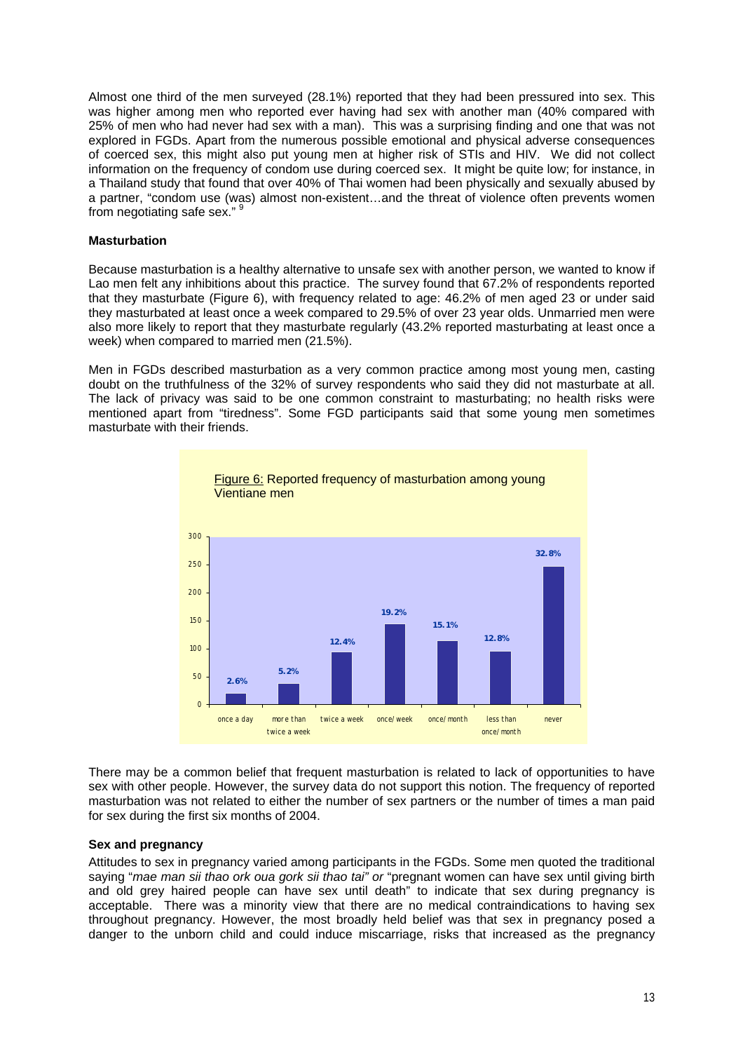Almost one third of the men surveyed (28.1%) reported that they had been pressured into sex. This was higher among men who reported ever having had sex with another man (40% compared with 25% of men who had never had sex with a man). This was a surprising finding and one that was not explored in FGDs. Apart from the numerous possible emotional and physical adverse consequences of coerced sex, this might also put young men at higher risk of STIs and HIV. We did not collect information on the frequency of condom use during coerced sex. It might be quite low; for instance, in a Thailand study that found that over 40% of Thai women had been physically and sexually abused by a partner, "condom use (was) almost non-existent…and the threat of violence often prevents women from negotiating safe sex." [9]

**Masturbation**

Because masturbation is a healthy alternative to unsafe sex with another person, we wanted to know if Lao men felt any inhibitions about this practice. The survey found that 67.2% of respondents reported that they masturbate (Figure 6), with frequency related to age: 46.2% of men aged 23 or under said they masturbated at least once a week compared to 29.5% of over 23 year olds. Unmarried men were also more likely to report that they masturbate regularly (43.2% reported masturbating at least once a week) when compared to married men (21.5%).

Men in FGDs described masturbation as a very common practice among most young men, casting doubt on the truthfulness of the 32% of survey respondents who said they did not masturbate at all. The lack of privacy was said to be one common constraint to masturbating; no health risks were mentioned apart from "tiredness". Some FGD participants said that some young men sometimes masturbate with their friends.

Figure 6: Reported frequency of masturbation among young Vientiane men

| Frequency | Percentage |
|---|---|
| once a day | 2.6% |
| more than twice a week | 5.2% |
| twice a week | 12.4% |
| once/week | 19.2% |
| once/month | 15.1% |
| less than once/month | 12.8% |
| never | 32.8% |

There may be a common belief that frequent masturbation is related to lack of opportunities to have sex with other people. However, the survey data do not support this notion. The frequency of reported masturbation was not related to either the number of sex partners or the number of times a man paid for sex during the first six months of 2004.

**Sex and pregnancy**

Attitudes to sex in pregnancy varied among participants in the FGDs. Some men quoted the traditional saying "*mae man sii thao ork oua gork sii thao tai" or* "pregnant women can have sex until giving birth and old grey haired people can have sex until death" to indicate that sex during pregnancy is acceptable. There was a minority view that there are no medical contraindications to having sex throughout pregnancy. However, the most broadly held belief was that sex in pregnancy posed a danger to the unborn child and could induce miscarriage, risks that increased as the pregnancy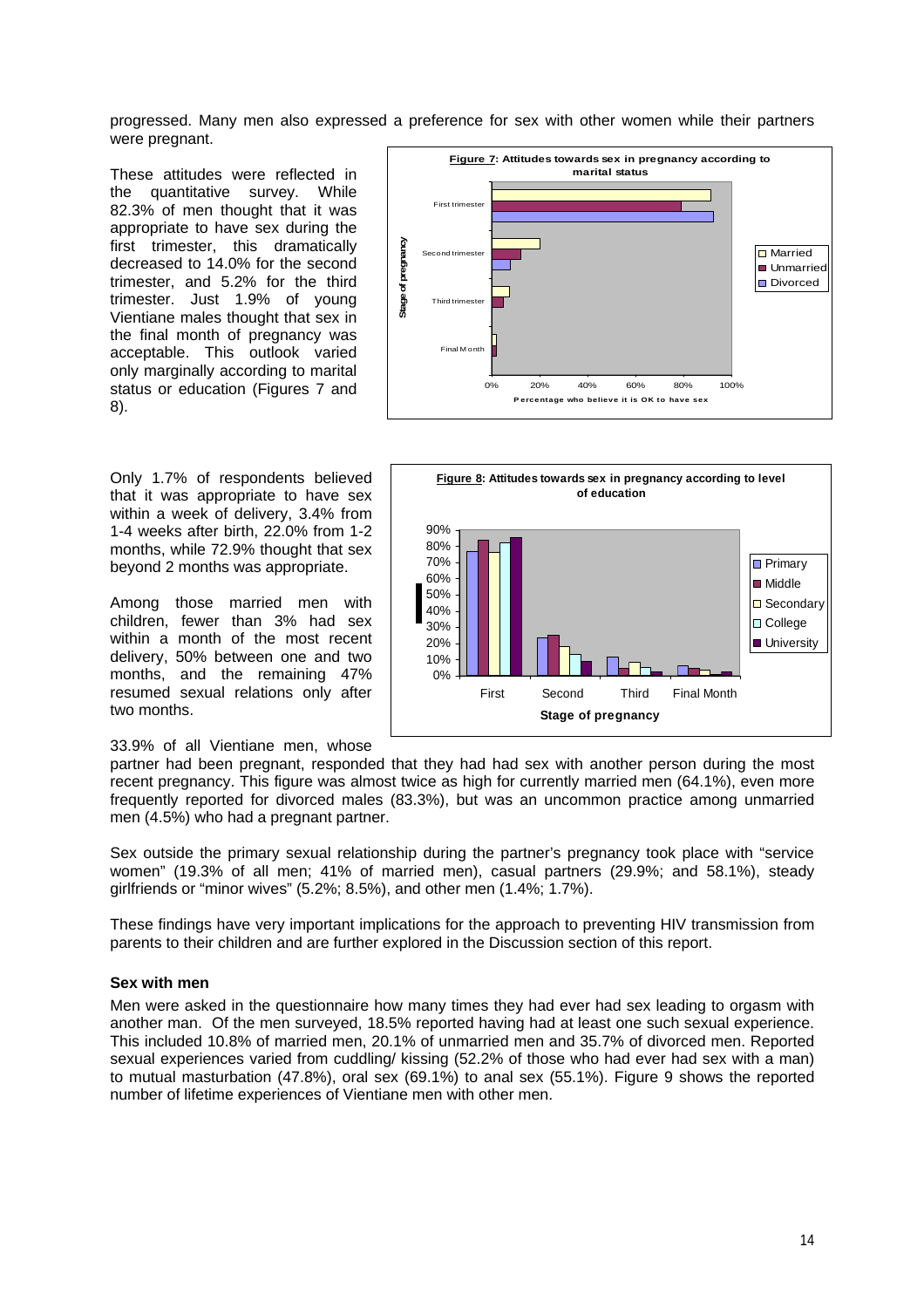progressed. Many men also expressed a preference for sex with other women while their partners were pregnant.

These attitudes were reflected in the quantitative survey. While 82.3% of men thought that it was appropriate to have sex during the first trimester, this dramatically decreased to 14.0% for the second trimester, and 5.2% for the third trimester. Just 1.9% of young Vientiane males thought that sex in the final month of pregnancy was acceptable. This outlook varied only marginally according to marital status or education (Figures 7 and 8).

**Figure 7: Attitudes towards sex in pregnancy according to marital status**

**Figure 8: Attitudes towards sex in pregnancy according to level of education**

Only 1.7% of respondents believed that it was appropriate to have sex within a week of delivery, 3.4% from 1-4 weeks after birth, 22.0% from 1-2 months, while 72.9% thought that sex beyond 2 months was appropriate.

Among those married men with children, fewer than 3% had sex within a month of the most recent delivery, 50% between one and two months, and the remaining 47% resumed sexual relations only after two months.

33.9% of all Vientiane men, whose partner had been pregnant, responded that they had had sex with another person during the most recent pregnancy. This figure was almost twice as high for currently married men (64.1%), even more frequently reported for divorced males (83.3%), but was an uncommon practice among unmarried men (4.5%) who had a pregnant partner.

Sex outside the primary sexual relationship during the partner's pregnancy took place with "service women" (19.3% of all men; 41% of married men), casual partners (29.9%; and 58.1%), steady girlfriends or "minor wives" (5.2%; 8.5%), and other men (1.4%; 1.7%).

These findings have very important implications for the approach to preventing HIV transmission from parents to their children and are further explored in the Discussion section of this report.

### Sex with men

Men were asked in the questionnaire how many times they had ever had sex leading to orgasm with another man. Of the men surveyed, 18.5% reported having had at least one such sexual experience. This included 10.8% of married men, 20.1% of unmarried men and 35.7% of divorced men. Reported sexual experiences varied from cuddling/ kissing (52.2% of those who had ever had sex with a man) to mutual masturbation (47.8%), oral sex (69.1%) to anal sex (55.1%). Figure 9 shows the reported number of lifetime experiences of Vientiane men with other men.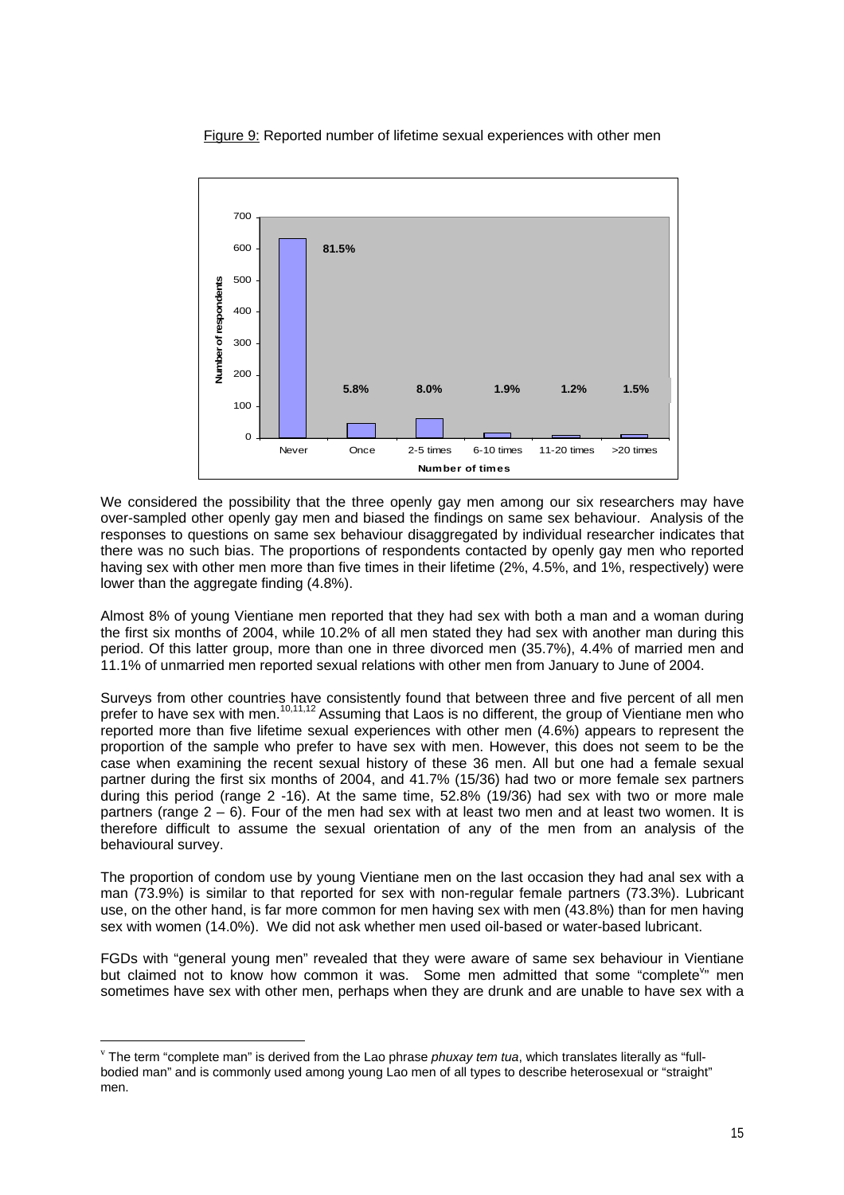Figure 9: Reported number of lifetime sexual experiences with other men

We considered the possibility that the three openly gay men among our six researchers may have over-sampled other openly gay men and biased the findings on same sex behaviour. Analysis of the responses to questions on same sex behaviour disaggregated by individual researcher indicates that there was no such bias. The proportions of respondents contacted by openly gay men who reported having sex with other men more than five times in their lifetime (2%, 4.5%, and 1%, respectively) were lower than the aggregate finding (4.8%).

Almost 8% of young Vientiane men reported that they had sex with both a man and a woman during the first six months of 2004, while 10.2% of all men stated they had sex with another man during this period. Of this latter group, more than one in three divorced men (35.7%), 4.4% of married men and 11.1% of unmarried men reported sexual relations with other men from January to June of 2004.

Surveys from other countries have consistently found that between three and five percent of all men prefer to have sex with men.[10,11,12] Assuming that Laos is no different, the group of Vientiane men who reported more than five lifetime sexual experiences with other men (4.6%) appears to represent the proportion of the sample who prefer to have sex with men. However, this does not seem to be the case when examining the recent sexual history of these 36 men. All but one had a female sexual partner during the first six months of 2004, and 41.7% (15/36) had two or more female sex partners during this period (range 2 -16). At the same time, 52.8% (19/36) had sex with two or more male partners (range 2 – 6). Four of the men had sex with at least two men and at least two women. It is therefore difficult to assume the sexual orientation of any of the men from an analysis of the behavioural survey.

The proportion of condom use by young Vientiane men on the last occasion they had anal sex with a man (73.9%) is similar to that reported for sex with non-regular female partners (73.3%). Lubricant use, on the other hand, is far more common for men having sex with men (43.8%) than for men having sex with women (14.0%). We did not ask whether men used oil-based or water-based lubricant.

FGDs with "general young men" revealed that they were aware of same sex behaviour in Vientiane but claimed not to know how common it was. Some men admitted that some "complete[v]" men sometimes have sex with other men, perhaps when they are drunk and are unable to have sex with a

[v] The term "complete man" is derived from the Lao phrase *phuxay tem tua*, which translates literally as "full-bodied man" and is commonly used among young Lao men of all types to describe heterosexual or "straight" men.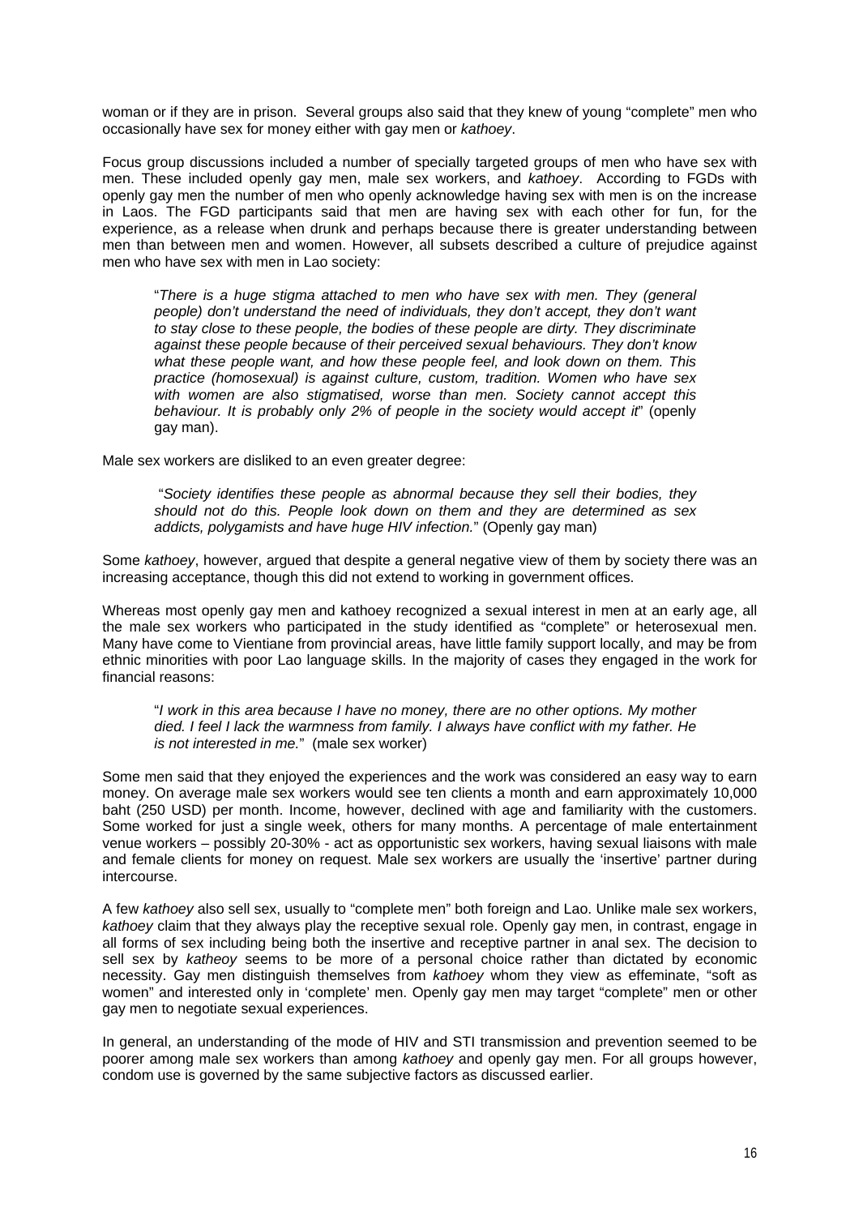woman or if they are in prison. Several groups also said that they knew of young "complete" men who occasionally have sex for money either with gay men or *kathoey*.

Focus group discussions included a number of specially targeted groups of men who have sex with men. These included openly gay men, male sex workers, and *kathoey*. According to FGDs with openly gay men the number of men who openly acknowledge having sex with men is on the increase in Laos. The FGD participants said that men are having sex with each other for fun, for the experience, as a release when drunk and perhaps because there is greater understanding between men than between men and women. However, all subsets described a culture of prejudice against men who have sex with men in Lao society:

> "*There is a huge stigma attached to men who have sex with men. They (general people) don't understand the need of individuals, they don't accept, they don't want to stay close to these people, the bodies of these people are dirty. They discriminate against these people because of their perceived sexual behaviours. They don't know what these people want, and how these people feel, and look down on them. This practice (homosexual) is against culture, custom, tradition. Women who have sex with women are also stigmatised, worse than men. Society cannot accept this behaviour. It is probably only 2% of people in the society would accept it*" (openly gay man).

Male sex workers are disliked to an even greater degree:

> "*Society identifies these people as abnormal because they sell their bodies, they should not do this. People look down on them and they are determined as sex addicts, polygamists and have huge HIV infection.*" (Openly gay man)

Some *kathoey*, however, argued that despite a general negative view of them by society there was an increasing acceptance, though this did not extend to working in government offices.

Whereas most openly gay men and kathoey recognized a sexual interest in men at an early age, all the male sex workers who participated in the study identified as "complete" or heterosexual men. Many have come to Vientiane from provincial areas, have little family support locally, and may be from ethnic minorities with poor Lao language skills. In the majority of cases they engaged in the work for financial reasons:

> "*I work in this area because I have no money, there are no other options. My mother died. I feel I lack the warmness from family. I always have conflict with my father. He is not interested in me.*" (male sex worker)

Some men said that they enjoyed the experiences and the work was considered an easy way to earn money. On average male sex workers would see ten clients a month and earn approximately 10,000 baht (250 USD) per month. Income, however, declined with age and familiarity with the customers. Some worked for just a single week, others for many months. A percentage of male entertainment venue workers – possibly 20-30% - act as opportunistic sex workers, having sexual liaisons with male and female clients for money on request. Male sex workers are usually the 'insertive' partner during intercourse.

A few *kathoey* also sell sex, usually to "complete men" both foreign and Lao. Unlike male sex workers, *kathoey* claim that they always play the receptive sexual role. Openly gay men, in contrast, engage in all forms of sex including being both the insertive and receptive partner in anal sex. The decision to sell sex by *katheoy* seems to be more of a personal choice rather than dictated by economic necessity. Gay men distinguish themselves from *kathoey* whom they view as effeminate, "soft as women" and interested only in 'complete' men. Openly gay men may target "complete" men or other gay men to negotiate sexual experiences.

In general, an understanding of the mode of HIV and STI transmission and prevention seemed to be poorer among male sex workers than among *kathoey* and openly gay men. For all groups however, condom use is governed by the same subjective factors as discussed earlier.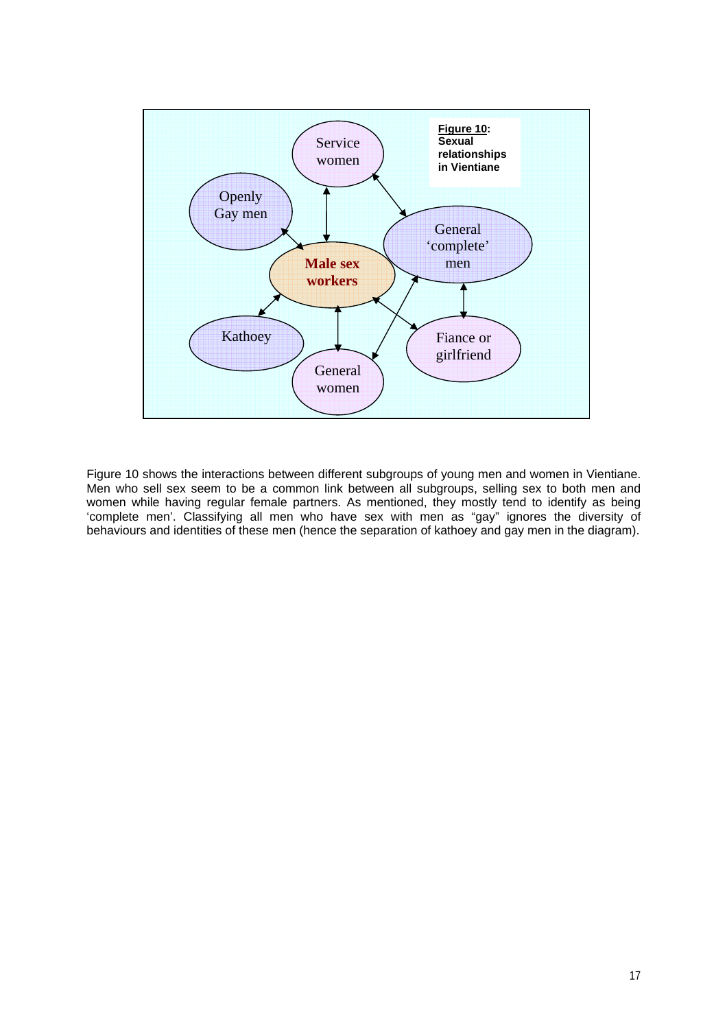**Figure 10**: **Sexual relationships in Vientiane**

Figure 10 shows the interactions between different subgroups of young men and women in Vientiane. Men who sell sex seem to be a common link between all subgroups, selling sex to both men and women while having regular female partners. As mentioned, they mostly tend to identify as being 'complete men'. Classifying all men who have sex with men as "gay" ignores the diversity of behaviours and identities of these men (hence the separation of kathoey and gay men in the diagram).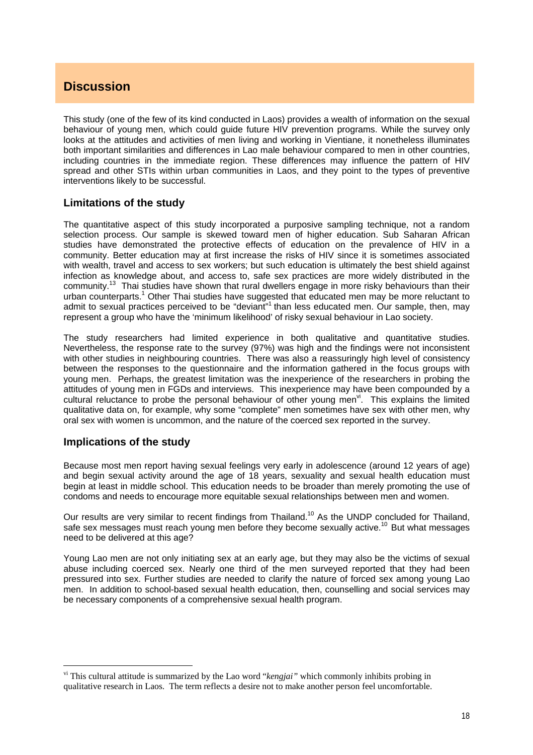# Discussion

This study (one of the few of its kind conducted in Laos) provides a wealth of information on the sexual behaviour of young men, which could guide future HIV prevention programs. While the survey only looks at the attitudes and activities of men living and working in Vientiane, it nonetheless illuminates both important similarities and differences in Lao male behaviour compared to men in other countries, including countries in the immediate region. These differences may influence the pattern of HIV spread and other STIs within urban communities in Laos, and they point to the types of preventive interventions likely to be successful.

## Limitations of the study

The quantitative aspect of this study incorporated a purposive sampling technique, not a random selection process. Our sample is skewed toward men of higher education. Sub Saharan African studies have demonstrated the protective effects of education on the prevalence of HIV in a community. Better education may at first increase the risks of HIV since it is sometimes associated with wealth, travel and access to sex workers; but such education is ultimately the best shield against infection as knowledge about, and access to, safe sex practices are more widely distributed in the community.[13] Thai studies have shown that rural dwellers engage in more risky behaviours than their urban counterparts.[1] Other Thai studies have suggested that educated men may be more reluctant to admit to sexual practices perceived to be "deviant"[1] than less educated men. Our sample, then, may represent a group who have the 'minimum likelihood' of risky sexual behaviour in Lao society.

The study researchers had limited experience in both qualitative and quantitative studies. Nevertheless, the response rate to the survey (97%) was high and the findings were not inconsistent with other studies in neighbouring countries. There was also a reassuringly high level of consistency between the responses to the questionnaire and the information gathered in the focus groups with young men. Perhaps, the greatest limitation was the inexperience of the researchers in probing the attitudes of young men in FGDs and interviews. This inexperience may have been compounded by a cultural reluctance to probe the personal behaviour of other young men[vi]. This explains the limited qualitative data on, for example, why some "complete" men sometimes have sex with other men, why oral sex with women is uncommon, and the nature of the coerced sex reported in the survey.

## Implications of the study

Because most men report having sexual feelings very early in adolescence (around 12 years of age) and begin sexual activity around the age of 18 years, sexuality and sexual health education must begin at least in middle school. This education needs to be broader than merely promoting the use of condoms and needs to encourage more equitable sexual relationships between men and women.

Our results are very similar to recent findings from Thailand.[10] As the UNDP concluded for Thailand, safe sex messages must reach young men before they become sexually active.[10] But what messages need to be delivered at this age?

Young Lao men are not only initiating sex at an early age, but they may also be the victims of sexual abuse including coerced sex. Nearly one third of the men surveyed reported that they had been pressured into sex. Further studies are needed to clarify the nature of forced sex among young Lao men. In addition to school-based sexual health education, then, counselling and social services may be necessary components of a comprehensive sexual health program.

---

[vi] This cultural attitude is summarized by the Lao word "*kengjai"* which commonly inhibits probing in qualitative research in Laos. The term reflects a desire not to make another person feel uncomfortable.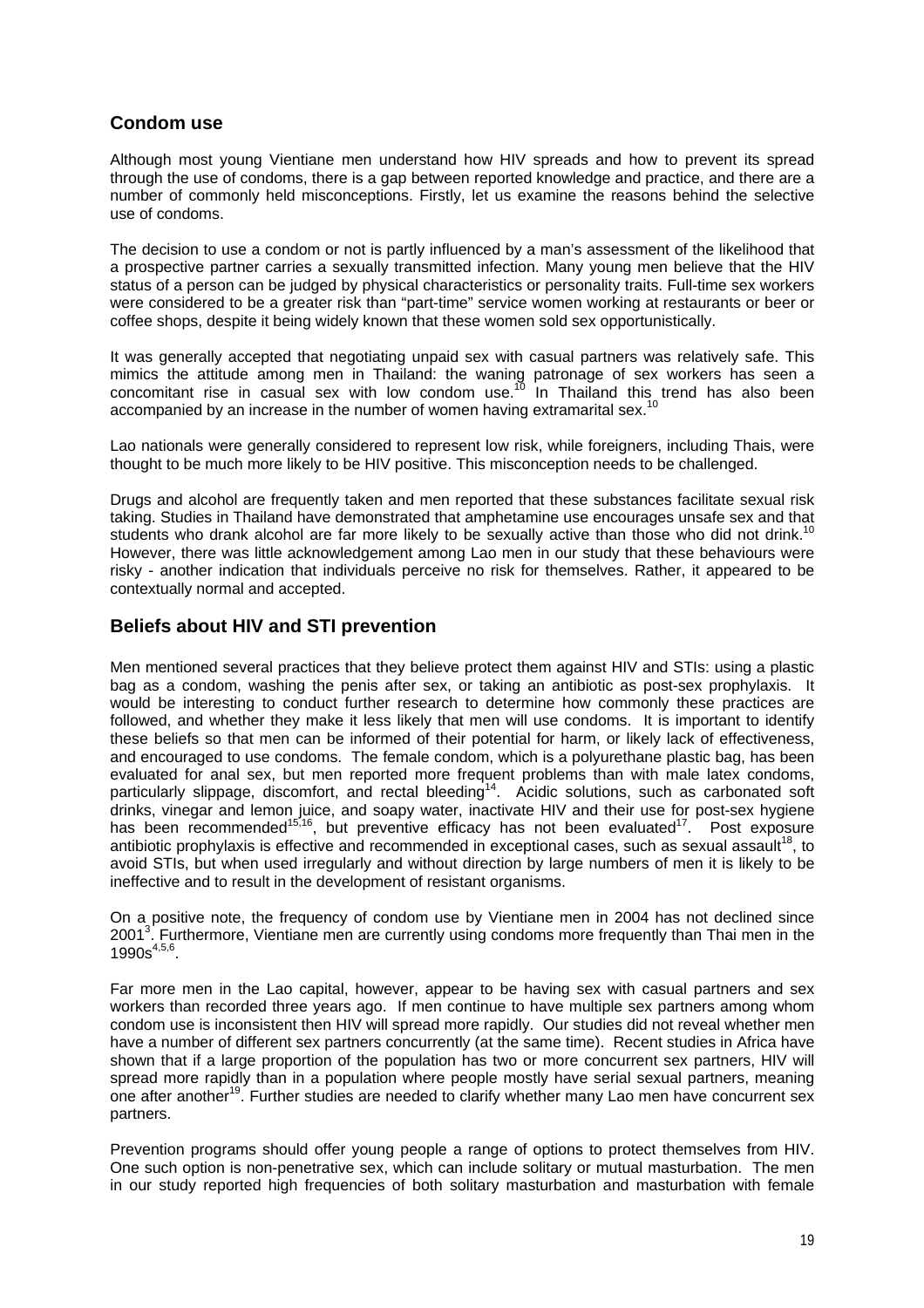## Condom use

Although most young Vientiane men understand how HIV spreads and how to prevent its spread through the use of condoms, there is a gap between reported knowledge and practice, and there are a number of commonly held misconceptions. Firstly, let us examine the reasons behind the selective use of condoms.

The decision to use a condom or not is partly influenced by a man's assessment of the likelihood that a prospective partner carries a sexually transmitted infection. Many young men believe that the HIV status of a person can be judged by physical characteristics or personality traits. Full-time sex workers were considered to be a greater risk than "part-time" service women working at restaurants or beer or coffee shops, despite it being widely known that these women sold sex opportunistically.

It was generally accepted that negotiating unpaid sex with casual partners was relatively safe. This mimics the attitude among men in Thailand: the waning patronage of sex workers has seen a concomitant rise in casual sex with low condom use.[10] In Thailand this trend has also been accompanied by an increase in the number of women having extramarital sex.[10]

Lao nationals were generally considered to represent low risk, while foreigners, including Thais, were thought to be much more likely to be HIV positive. This misconception needs to be challenged.

Drugs and alcohol are frequently taken and men reported that these substances facilitate sexual risk taking. Studies in Thailand have demonstrated that amphetamine use encourages unsafe sex and that students who drank alcohol are far more likely to be sexually active than those who did not drink.[10] However, there was little acknowledgement among Lao men in our study that these behaviours were risky - another indication that individuals perceive no risk for themselves. Rather, it appeared to be contextually normal and accepted.

## Beliefs about HIV and STI prevention

Men mentioned several practices that they believe protect them against HIV and STIs: using a plastic bag as a condom, washing the penis after sex, or taking an antibiotic as post-sex prophylaxis. It would be interesting to conduct further research to determine how commonly these practices are followed, and whether they make it less likely that men will use condoms. It is important to identify these beliefs so that men can be informed of their potential for harm, or likely lack of effectiveness, and encouraged to use condoms. The female condom, which is a polyurethane plastic bag, has been evaluated for anal sex, but men reported more frequent problems than with male latex condoms, particularly slippage, discomfort, and rectal bleeding[14]. Acidic solutions, such as carbonated soft drinks, vinegar and lemon juice, and soapy water, inactivate HIV and their use for post-sex hygiene has been recommended[15,16], but preventive efficacy has not been evaluated[17]. Post exposure antibiotic prophylaxis is effective and recommended in exceptional cases, such as sexual assault[18], to avoid STIs, but when used irregularly and without direction by large numbers of men it is likely to be ineffective and to result in the development of resistant organisms.

On a positive note, the frequency of condom use by Vientiane men in 2004 has not declined since 2001[3]. Furthermore, Vientiane men are currently using condoms more frequently than Thai men in the 1990s[4,5,6].

Far more men in the Lao capital, however, appear to be having sex with casual partners and sex workers than recorded three years ago. If men continue to have multiple sex partners among whom condom use is inconsistent then HIV will spread more rapidly. Our studies did not reveal whether men have a number of different sex partners concurrently (at the same time). Recent studies in Africa have shown that if a large proportion of the population has two or more concurrent sex partners, HIV will spread more rapidly than in a population where people mostly have serial sexual partners, meaning one after another[19]. Further studies are needed to clarify whether many Lao men have concurrent sex partners.

Prevention programs should offer young people a range of options to protect themselves from HIV. One such option is non-penetrative sex, which can include solitary or mutual masturbation. The men in our study reported high frequencies of both solitary masturbation and masturbation with female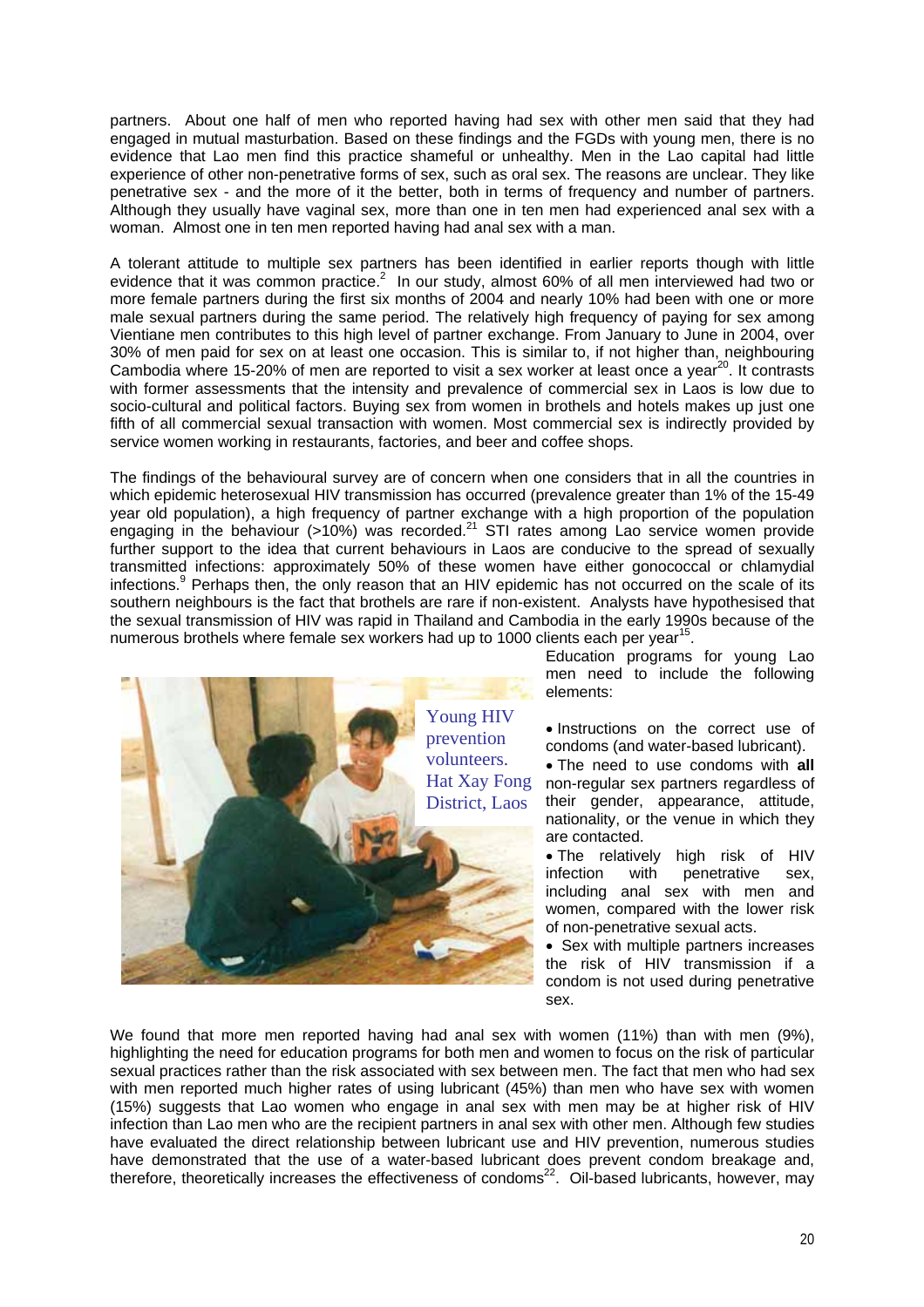partners. About one half of men who reported having had sex with other men said that they had engaged in mutual masturbation. Based on these findings and the FGDs with young men, there is no evidence that Lao men find this practice shameful or unhealthy. Men in the Lao capital had little experience of other non-penetrative forms of sex, such as oral sex. The reasons are unclear. They like penetrative sex - and the more of it the better, both in terms of frequency and number of partners. Although they usually have vaginal sex, more than one in ten men had experienced anal sex with a woman. Almost one in ten men reported having had anal sex with a man.

A tolerant attitude to multiple sex partners has been identified in earlier reports though with little evidence that it was common practice.[2] In our study, almost 60% of all men interviewed had two or more female partners during the first six months of 2004 and nearly 10% had been with one or more male sexual partners during the same period. The relatively high frequency of paying for sex among Vientiane men contributes to this high level of partner exchange. From January to June in 2004, over 30% of men paid for sex on at least one occasion. This is similar to, if not higher than, neighbouring Cambodia where 15-20% of men are reported to visit a sex worker at least once a year[20]. It contrasts with former assessments that the intensity and prevalence of commercial sex in Laos is low due to socio-cultural and political factors. Buying sex from women in brothels and hotels makes up just one fifth of all commercial sexual transaction with women. Most commercial sex is indirectly provided by service women working in restaurants, factories, and beer and coffee shops.

The findings of the behavioural survey are of concern when one considers that in all the countries in which epidemic heterosexual HIV transmission has occurred (prevalence greater than 1% of the 15-49 year old population), a high frequency of partner exchange with a high proportion of the population engaging in the behaviour (>10%) was recorded.[21] STI rates among Lao service women provide further support to the idea that current behaviours in Laos are conducive to the spread of sexually transmitted infections: approximately 50% of these women have either gonococcal or chlamydial infections.[9] Perhaps then, the only reason that an HIV epidemic has not occurred on the scale of its southern neighbours is the fact that brothels are rare if non-existent. Analysts have hypothesised that the sexual transmission of HIV was rapid in Thailand and Cambodia in the early 1990s because of the numerous brothels where female sex workers had up to 1000 clients each per year[15].

Young HIV prevention volunteers. Hat Xay Fong District, Laos

Education programs for young Lao men need to include the following elements:

- Instructions on the correct use of condoms (and water-based lubricant).
- The need to use condoms with **all** non-regular sex partners regardless of their gender, appearance, attitude, nationality, or the venue in which they are contacted.
- The relatively high risk of HIV infection with penetrative sex, including anal sex with men and women, compared with the lower risk of non-penetrative sexual acts.
- Sex with multiple partners increases the risk of HIV transmission if a condom is not used during penetrative sex.

We found that more men reported having had anal sex with women (11%) than with men (9%), highlighting the need for education programs for both men and women to focus on the risk of particular sexual practices rather than the risk associated with sex between men. The fact that men who had sex with men reported much higher rates of using lubricant (45%) than men who have sex with women (15%) suggests that Lao women who engage in anal sex with men may be at higher risk of HIV infection than Lao men who are the recipient partners in anal sex with other men. Although few studies have evaluated the direct relationship between lubricant use and HIV prevention, numerous studies have demonstrated that the use of a water-based lubricant does prevent condom breakage and, therefore, theoretically increases the effectiveness of condoms[22]. Oil-based lubricants, however, may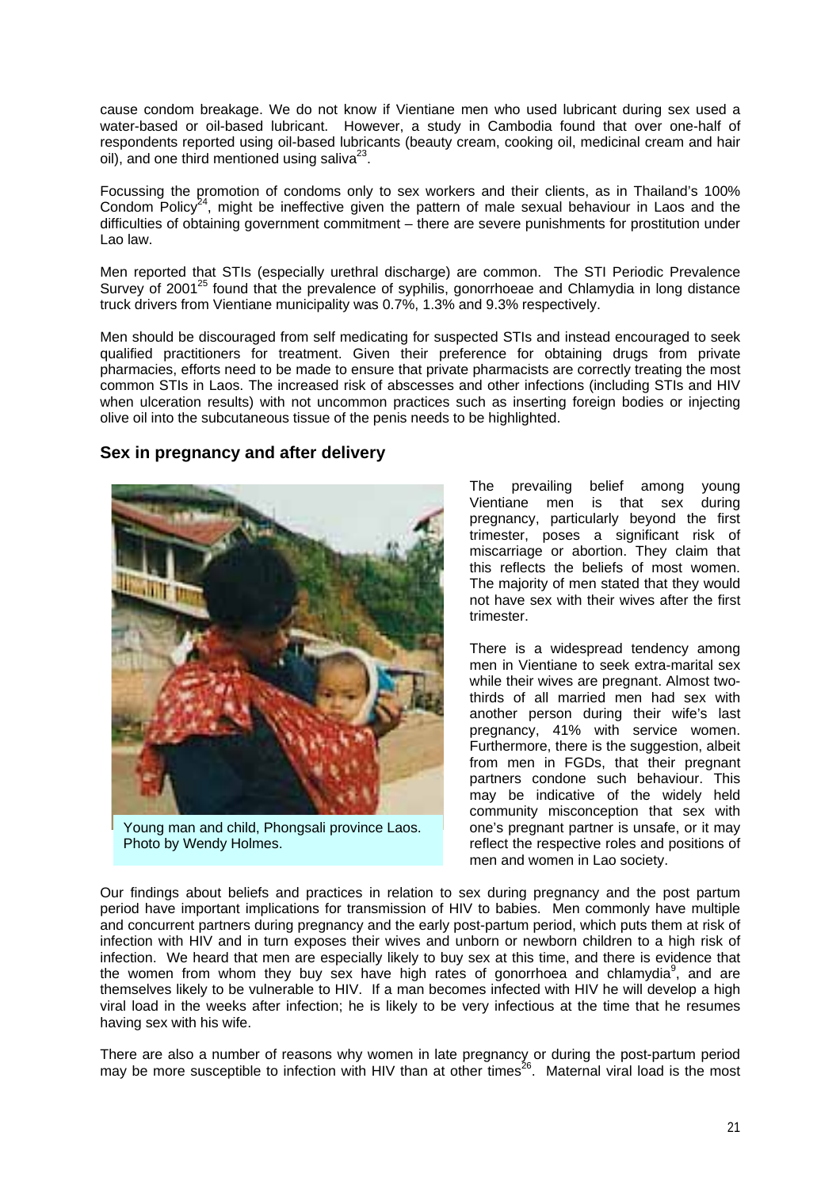cause condom breakage. We do not know if Vientiane men who used lubricant during sex used a water-based or oil-based lubricant. However, a study in Cambodia found that over one-half of respondents reported using oil-based lubricants (beauty cream, cooking oil, medicinal cream and hair oil), and one third mentioned using saliva[23].

Focussing the promotion of condoms only to sex workers and their clients, as in Thailand's 100% Condom Policy[24], might be ineffective given the pattern of male sexual behaviour in Laos and the difficulties of obtaining government commitment – there are severe punishments for prostitution under Lao law.

Men reported that STIs (especially urethral discharge) are common. The STI Periodic Prevalence Survey of 2001[25] found that the prevalence of syphilis, gonorrhoeae and Chlamydia in long distance truck drivers from Vientiane municipality was 0.7%, 1.3% and 9.3% respectively.

Men should be discouraged from self medicating for suspected STIs and instead encouraged to seek qualified practitioners for treatment. Given their preference for obtaining drugs from private pharmacies, efforts need to be made to ensure that private pharmacists are correctly treating the most common STIs in Laos. The increased risk of abscesses and other infections (including STIs and HIV when ulceration results) with not uncommon practices such as inserting foreign bodies or injecting olive oil into the subcutaneous tissue of the penis needs to be highlighted.

## Sex in pregnancy and after delivery

Young man and child, Phongsali province Laos. Photo by Wendy Holmes.

The prevailing belief among young Vientiane men is that sex during pregnancy, particularly beyond the first trimester, poses a significant risk of miscarriage or abortion. They claim that this reflects the beliefs of most women. The majority of men stated that they would not have sex with their wives after the first trimester.

There is a widespread tendency among men in Vientiane to seek extra-marital sex while their wives are pregnant. Almost two-thirds of all married men had sex with another person during their wife's last pregnancy, 41% with service women. Furthermore, there is the suggestion, albeit from men in FGDs, that their pregnant partners condone such behaviour. This may be indicative of the widely held community misconception that sex with one's pregnant partner is unsafe, or it may reflect the respective roles and positions of men and women in Lao society.

Our findings about beliefs and practices in relation to sex during pregnancy and the post partum period have important implications for transmission of HIV to babies. Men commonly have multiple and concurrent partners during pregnancy and the early post-partum period, which puts them at risk of infection with HIV and in turn exposes their wives and unborn or newborn children to a high risk of infection. We heard that men are especially likely to buy sex at this time, and there is evidence that the women from whom they buy sex have high rates of gonorrhoea and chlamydia[9], and are themselves likely to be vulnerable to HIV. If a man becomes infected with HIV he will develop a high viral load in the weeks after infection; he is likely to be very infectious at the time that he resumes having sex with his wife.

There are also a number of reasons why women in late pregnancy or during the post-partum period may be more susceptible to infection with HIV than at other times[26]. Maternal viral load is the most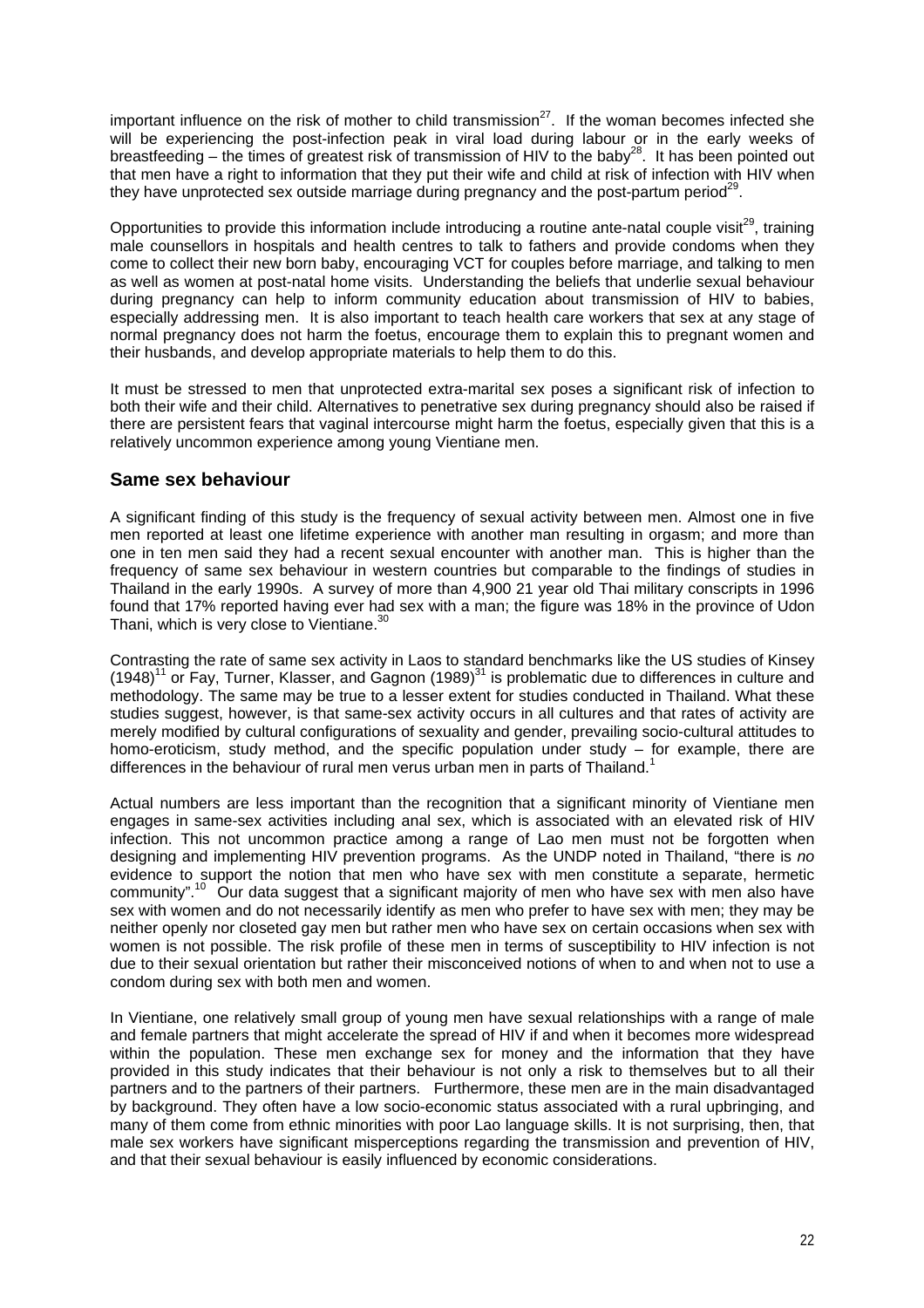important influence on the risk of mother to child transmission[27]. If the woman becomes infected she will be experiencing the post-infection peak in viral load during labour or in the early weeks of breastfeeding – the times of greatest risk of transmission of HIV to the baby[28]. It has been pointed out that men have a right to information that they put their wife and child at risk of infection with HIV when they have unprotected sex outside marriage during pregnancy and the post-partum period[29].

Opportunities to provide this information include introducing a routine ante-natal couple visit[29], training male counsellors in hospitals and health centres to talk to fathers and provide condoms when they come to collect their new born baby, encouraging VCT for couples before marriage, and talking to men as well as women at post-natal home visits. Understanding the beliefs that underlie sexual behaviour during pregnancy can help to inform community education about transmission of HIV to babies, especially addressing men. It is also important to teach health care workers that sex at any stage of normal pregnancy does not harm the foetus, encourage them to explain this to pregnant women and their husbands, and develop appropriate materials to help them to do this.

It must be stressed to men that unprotected extra-marital sex poses a significant risk of infection to both their wife and their child. Alternatives to penetrative sex during pregnancy should also be raised if there are persistent fears that vaginal intercourse might harm the foetus, especially given that this is a relatively uncommon experience among young Vientiane men.

## Same sex behaviour

A significant finding of this study is the frequency of sexual activity between men. Almost one in five men reported at least one lifetime experience with another man resulting in orgasm; and more than one in ten men said they had a recent sexual encounter with another man. This is higher than the frequency of same sex behaviour in western countries but comparable to the findings of studies in Thailand in the early 1990s. A survey of more than 4,900 21 year old Thai military conscripts in 1996 found that 17% reported having ever had sex with a man; the figure was 18% in the province of Udon Thani, which is very close to Vientiane.[30]

Contrasting the rate of same sex activity in Laos to standard benchmarks like the US studies of Kinsey (1948)[11] or Fay, Turner, Klasser, and Gagnon (1989)[31] is problematic due to differences in culture and methodology. The same may be true to a lesser extent for studies conducted in Thailand. What these studies suggest, however, is that same-sex activity occurs in all cultures and that rates of activity are merely modified by cultural configurations of sexuality and gender, prevailing socio-cultural attitudes to homo-eroticism, study method, and the specific population under study – for example, there are differences in the behaviour of rural men verus urban men in parts of Thailand.[1]

Actual numbers are less important than the recognition that a significant minority of Vientiane men engages in same-sex activities including anal sex, which is associated with an elevated risk of HIV infection. This not uncommon practice among a range of Lao men must not be forgotten when designing and implementing HIV prevention programs. As the UNDP noted in Thailand, "there is *no* evidence to support the notion that men who have sex with men constitute a separate, hermetic community".[10] Our data suggest that a significant majority of men who have sex with men also have sex with women and do not necessarily identify as men who prefer to have sex with men; they may be neither openly nor closeted gay men but rather men who have sex on certain occasions when sex with women is not possible. The risk profile of these men in terms of susceptibility to HIV infection is not due to their sexual orientation but rather their misconceived notions of when to and when not to use a condom during sex with both men and women.

In Vientiane, one relatively small group of young men have sexual relationships with a range of male and female partners that might accelerate the spread of HIV if and when it becomes more widespread within the population. These men exchange sex for money and the information that they have provided in this study indicates that their behaviour is not only a risk to themselves but to all their partners and to the partners of their partners. Furthermore, these men are in the main disadvantaged by background. They often have a low socio-economic status associated with a rural upbringing, and many of them come from ethnic minorities with poor Lao language skills. It is not surprising, then, that male sex workers have significant misperceptions regarding the transmission and prevention of HIV, and that their sexual behaviour is easily influenced by economic considerations.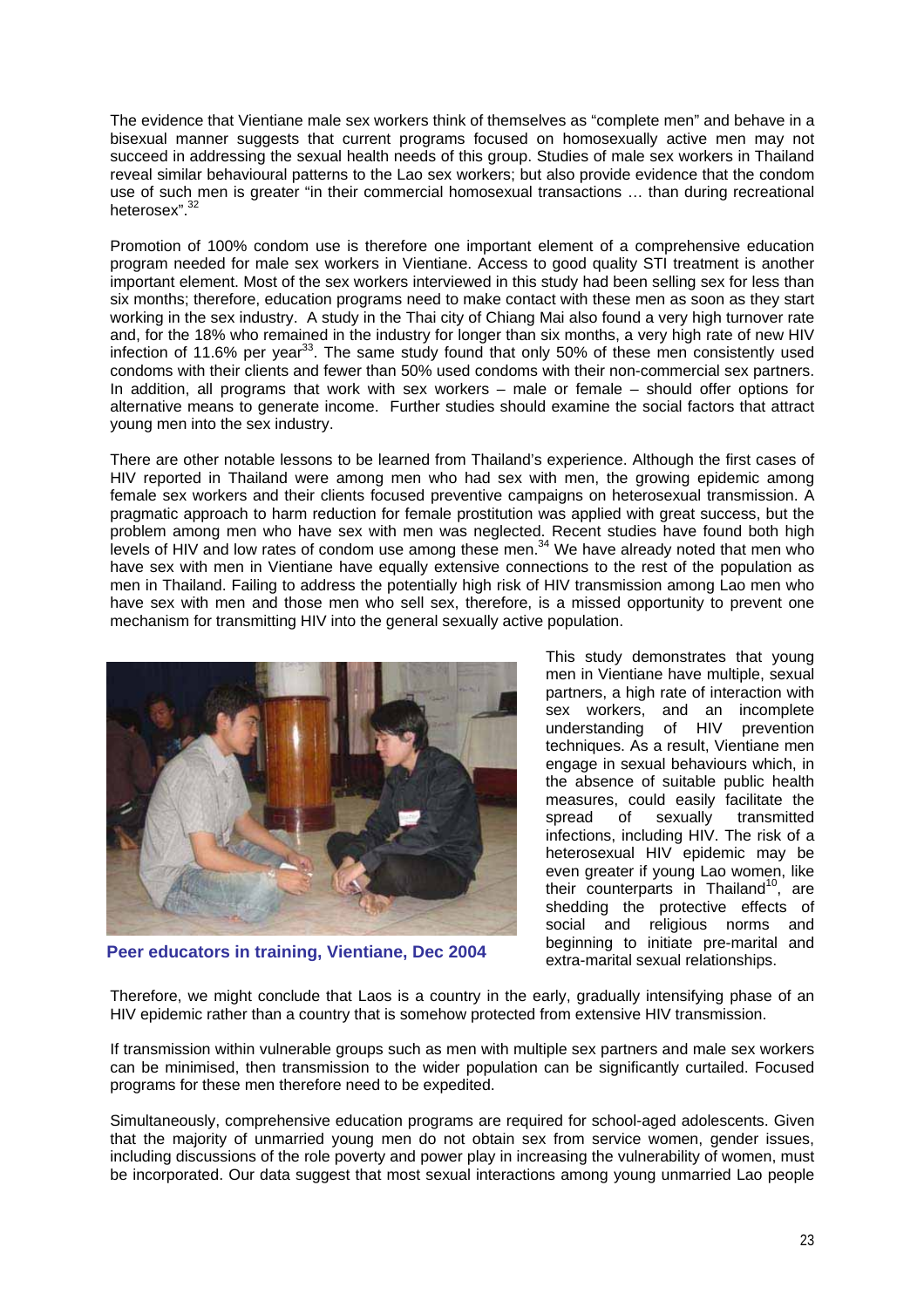The evidence that Vientiane male sex workers think of themselves as "complete men" and behave in a bisexual manner suggests that current programs focused on homosexually active men may not succeed in addressing the sexual health needs of this group. Studies of male sex workers in Thailand reveal similar behavioural patterns to the Lao sex workers; but also provide evidence that the condom use of such men is greater "in their commercial homosexual transactions … than during recreational heterosex".[32]

Promotion of 100% condom use is therefore one important element of a comprehensive education program needed for male sex workers in Vientiane. Access to good quality STI treatment is another important element. Most of the sex workers interviewed in this study had been selling sex for less than six months; therefore, education programs need to make contact with these men as soon as they start working in the sex industry. A study in the Thai city of Chiang Mai also found a very high turnover rate and, for the 18% who remained in the industry for longer than six months, a very high rate of new HIV infection of 11.6% per year[33]. The same study found that only 50% of these men consistently used condoms with their clients and fewer than 50% used condoms with their non-commercial sex partners. In addition, all programs that work with sex workers – male or female – should offer options for alternative means to generate income. Further studies should examine the social factors that attract young men into the sex industry.

There are other notable lessons to be learned from Thailand's experience. Although the first cases of HIV reported in Thailand were among men who had sex with men, the growing epidemic among female sex workers and their clients focused preventive campaigns on heterosexual transmission. A pragmatic approach to harm reduction for female prostitution was applied with great success, but the problem among men who have sex with men was neglected. Recent studies have found both high levels of HIV and low rates of condom use among these men.[34] We have already noted that men who have sex with men in Vientiane have equally extensive connections to the rest of the population as men in Thailand. Failing to address the potentially high risk of HIV transmission among Lao men who have sex with men and those men who sell sex, therefore, is a missed opportunity to prevent one mechanism for transmitting HIV into the general sexually active population.

**Peer educators in training, Vientiane, Dec 2004**

This study demonstrates that young men in Vientiane have multiple, sexual partners, a high rate of interaction with sex workers, and an incomplete understanding of HIV prevention techniques. As a result, Vientiane men engage in sexual behaviours which, in the absence of suitable public health measures, could easily facilitate the spread of sexually transmitted infections, including HIV. The risk of a heterosexual HIV epidemic may be even greater if young Lao women, like their counterparts in Thailand[10], are shedding the protective effects of social and religious norms and beginning to initiate pre-marital and extra-marital sexual relationships.

Therefore, we might conclude that Laos is a country in the early, gradually intensifying phase of an HIV epidemic rather than a country that is somehow protected from extensive HIV transmission.

If transmission within vulnerable groups such as men with multiple sex partners and male sex workers can be minimised, then transmission to the wider population can be significantly curtailed. Focused programs for these men therefore need to be expedited.

Simultaneously, comprehensive education programs are required for school-aged adolescents. Given that the majority of unmarried young men do not obtain sex from service women, gender issues, including discussions of the role poverty and power play in increasing the vulnerability of women, must be incorporated. Our data suggest that most sexual interactions among young unmarried Lao people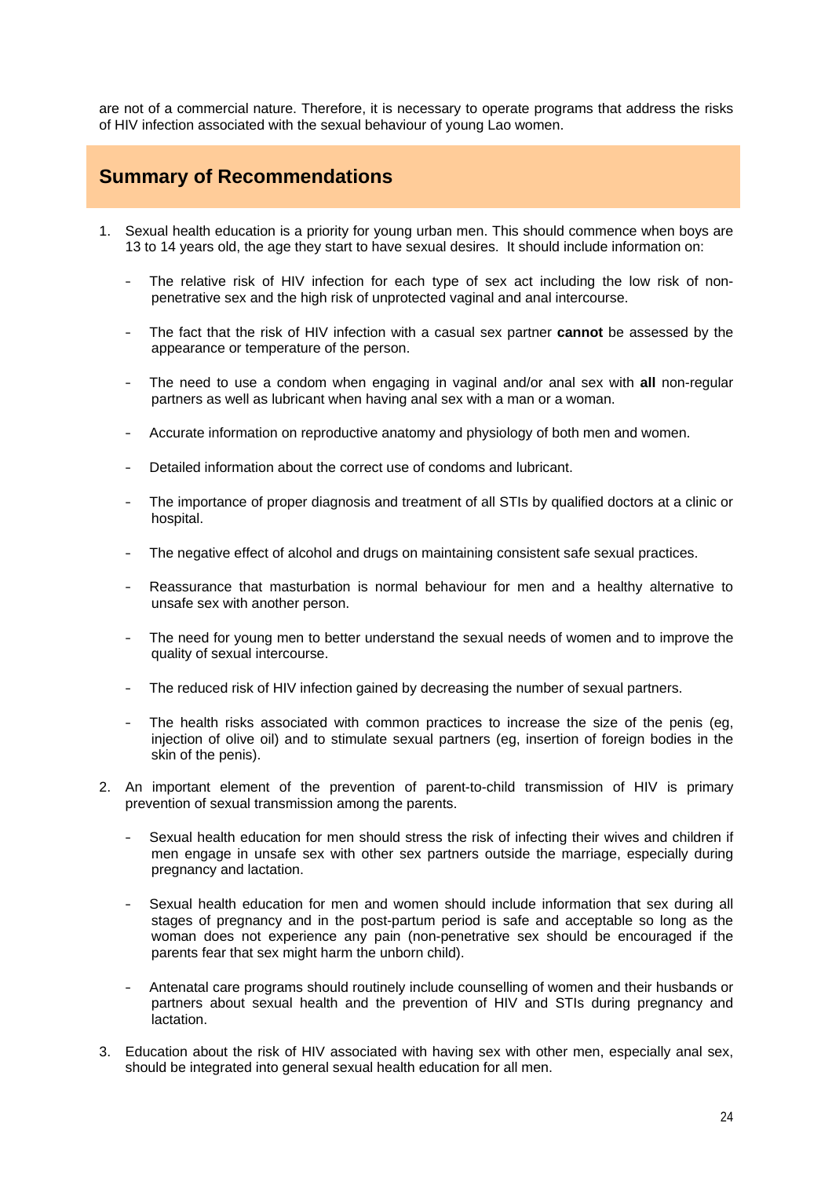are not of a commercial nature. Therefore, it is necessary to operate programs that address the risks of HIV infection associated with the sexual behaviour of young Lao women.

## Summary of Recommendations

1. Sexual health education is a priority for young urban men. This should commence when boys are 13 to 14 years old, the age they start to have sexual desires. It should include information on:

   - The relative risk of HIV infection for each type of sex act including the low risk of non-penetrative sex and the high risk of unprotected vaginal and anal intercourse.

   - The fact that the risk of HIV infection with a casual sex partner **cannot** be assessed by the appearance or temperature of the person.

   - The need to use a condom when engaging in vaginal and/or anal sex with **all** non-regular partners as well as lubricant when having anal sex with a man or a woman.

   - Accurate information on reproductive anatomy and physiology of both men and women.

   - Detailed information about the correct use of condoms and lubricant.

   - The importance of proper diagnosis and treatment of all STIs by qualified doctors at a clinic or hospital.

   - The negative effect of alcohol and drugs on maintaining consistent safe sexual practices.

   - Reassurance that masturbation is normal behaviour for men and a healthy alternative to unsafe sex with another person.

   - The need for young men to better understand the sexual needs of women and to improve the quality of sexual intercourse.

   - The reduced risk of HIV infection gained by decreasing the number of sexual partners.

   - The health risks associated with common practices to increase the size of the penis (eg, injection of olive oil) and to stimulate sexual partners (eg, insertion of foreign bodies in the skin of the penis).

2. An important element of the prevention of parent-to-child transmission of HIV is primary prevention of sexual transmission among the parents.

   - Sexual health education for men should stress the risk of infecting their wives and children if men engage in unsafe sex with other sex partners outside the marriage, especially during pregnancy and lactation.

   - Sexual health education for men and women should include information that sex during all stages of pregnancy and in the post-partum period is safe and acceptable so long as the woman does not experience any pain (non-penetrative sex should be encouraged if the parents fear that sex might harm the unborn child).

   - Antenatal care programs should routinely include counselling of women and their husbands or partners about sexual health and the prevention of HIV and STIs during pregnancy and lactation.

3. Education about the risk of HIV associated with having sex with other men, especially anal sex, should be integrated into general sexual health education for all men.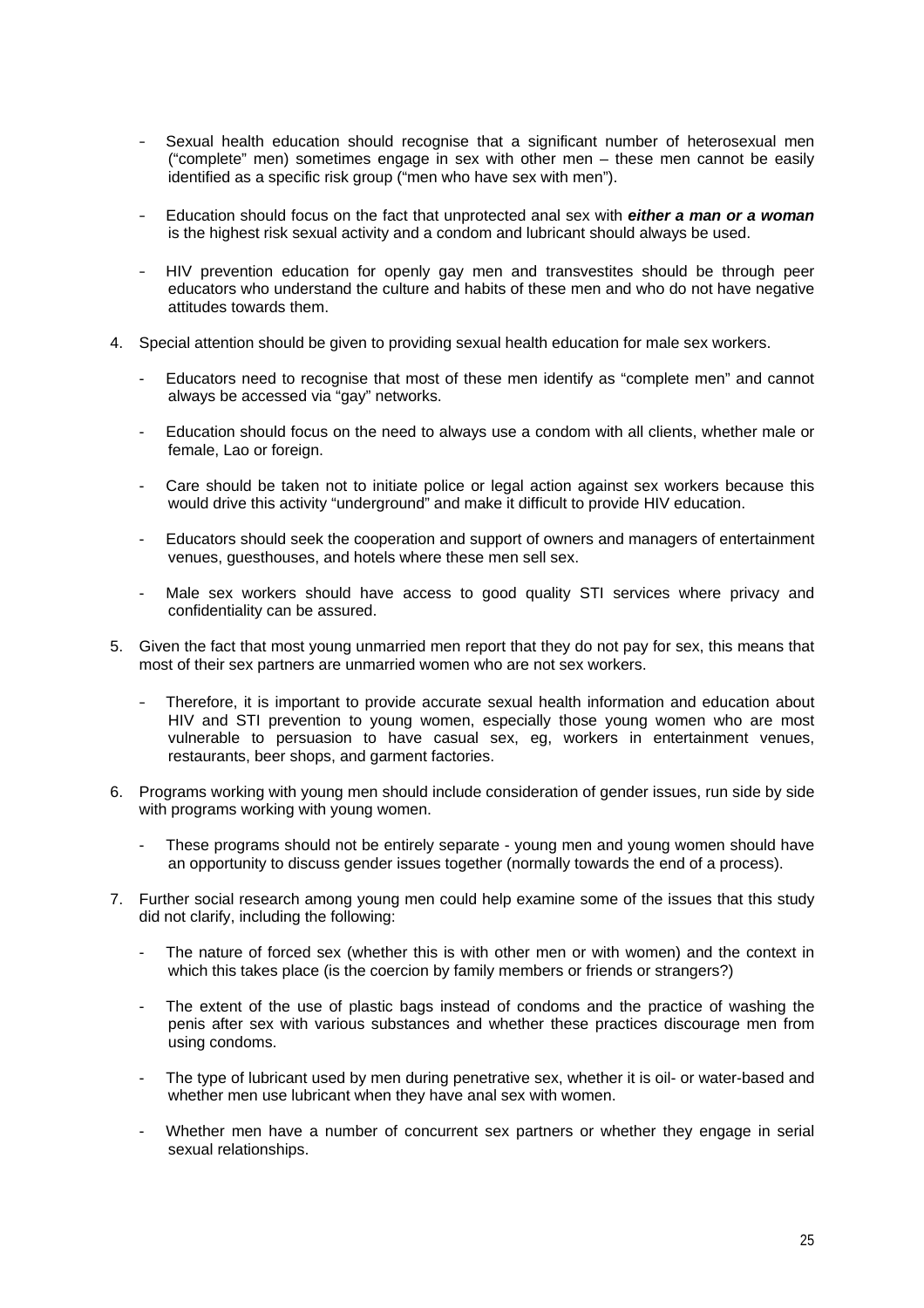- Sexual health education should recognise that a significant number of heterosexual men ("complete" men) sometimes engage in sex with other men – these men cannot be easily identified as a specific risk group ("men who have sex with men").

- Education should focus on the fact that unprotected anal sex with ***either a man or a woman*** is the highest risk sexual activity and a condom and lubricant should always be used.

- HIV prevention education for openly gay men and transvestites should be through peer educators who understand the culture and habits of these men and who do not have negative attitudes towards them.

4. Special attention should be given to providing sexual health education for male sex workers.

   - Educators need to recognise that most of these men identify as "complete men" and cannot always be accessed via "gay" networks.

   - Education should focus on the need to always use a condom with all clients, whether male or female, Lao or foreign.

   - Care should be taken not to initiate police or legal action against sex workers because this would drive this activity "underground" and make it difficult to provide HIV education.

   - Educators should seek the cooperation and support of owners and managers of entertainment venues, guesthouses, and hotels where these men sell sex.

   - Male sex workers should have access to good quality STI services where privacy and confidentiality can be assured.

5. Given the fact that most young unmarried men report that they do not pay for sex, this means that most of their sex partners are unmarried women who are not sex workers.

   - Therefore, it is important to provide accurate sexual health information and education about HIV and STI prevention to young women, especially those young women who are most vulnerable to persuasion to have casual sex, eg, workers in entertainment venues, restaurants, beer shops, and garment factories.

6. Programs working with young men should include consideration of gender issues, run side by side with programs working with young women.

   - These programs should not be entirely separate - young men and young women should have an opportunity to discuss gender issues together (normally towards the end of a process).

7. Further social research among young men could help examine some of the issues that this study did not clarify, including the following:

   - The nature of forced sex (whether this is with other men or with women) and the context in which this takes place (is the coercion by family members or friends or strangers?)

   - The extent of the use of plastic bags instead of condoms and the practice of washing the penis after sex with various substances and whether these practices discourage men from using condoms.

   - The type of lubricant used by men during penetrative sex, whether it is oil- or water-based and whether men use lubricant when they have anal sex with women.

   - Whether men have a number of concurrent sex partners or whether they engage in serial sexual relationships.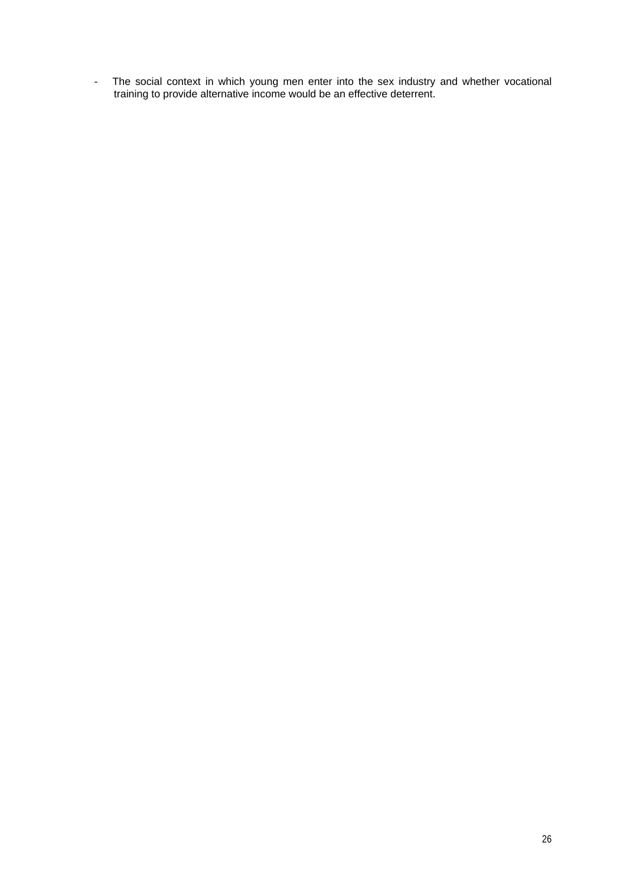- The social context in which young men enter into the sex industry and whether vocational training to provide alternative income would be an effective deterrent.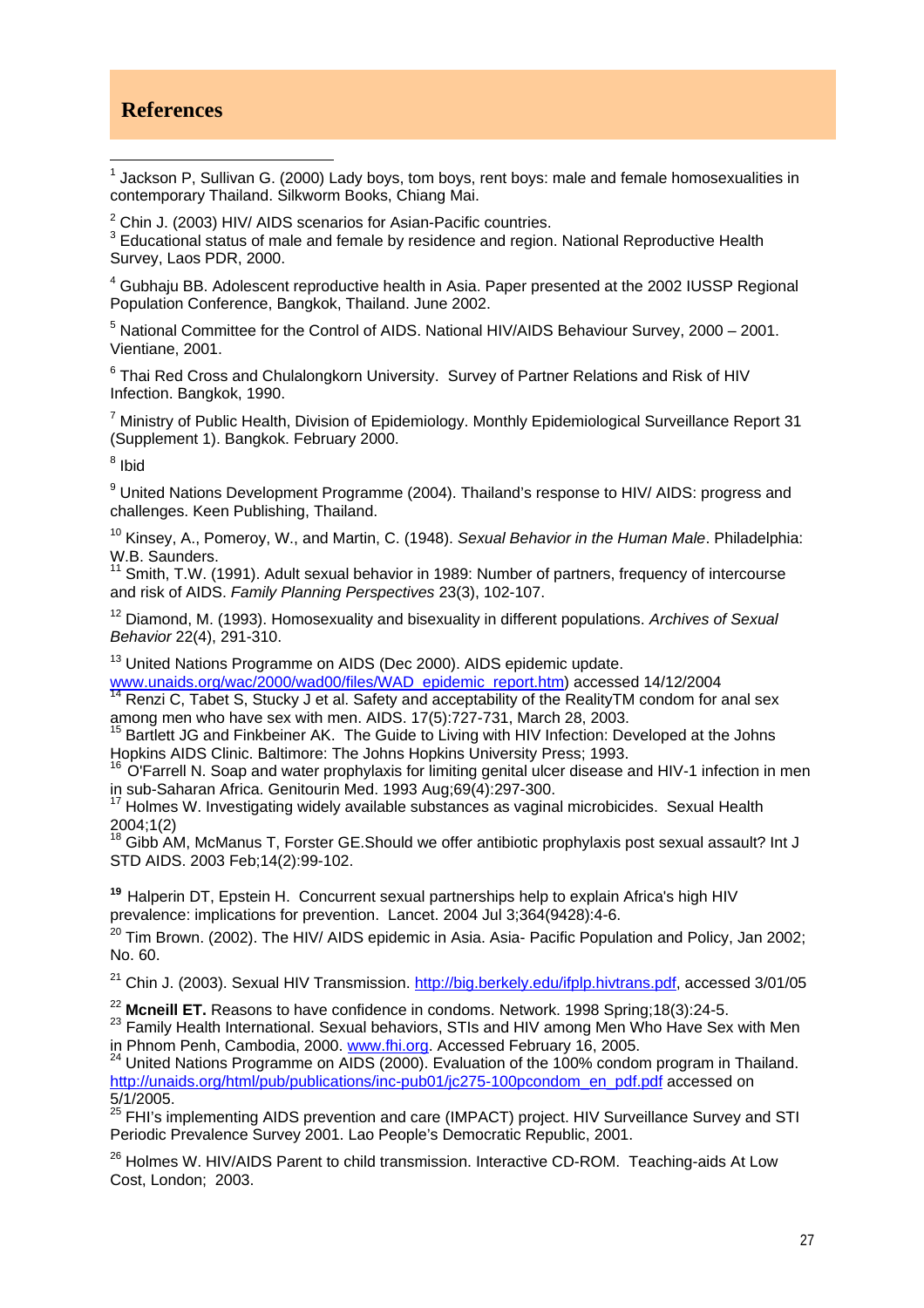## References

[1] Jackson P, Sullivan G. (2000) Lady boys, tom boys, rent boys: male and female homosexualities in contemporary Thailand. Silkworm Books, Chiang Mai.

[2] Chin J. (2003) HIV/ AIDS scenarios for Asian-Pacific countries.

[3] Educational status of male and female by residence and region. National Reproductive Health Survey, Laos PDR, 2000.

[4] Gubhaju BB. Adolescent reproductive health in Asia. Paper presented at the 2002 IUSSP Regional Population Conference, Bangkok, Thailand. June 2002.

[5] National Committee for the Control of AIDS. National HIV/AIDS Behaviour Survey, 2000 – 2001. Vientiane, 2001.

[6] Thai Red Cross and Chulalongkorn University. Survey of Partner Relations and Risk of HIV Infection. Bangkok, 1990.

[7] Ministry of Public Health, Division of Epidemiology. Monthly Epidemiological Surveillance Report 31 (Supplement 1). Bangkok. February 2000.

[8] Ibid

[9] United Nations Development Programme (2004). Thailand's response to HIV/ AIDS: progress and challenges. Keen Publishing, Thailand.

[10] Kinsey, A., Pomeroy, W., and Martin, C. (1948). *Sexual Behavior in the Human Male*. Philadelphia: W.B. Saunders.

[11] Smith, T.W. (1991). Adult sexual behavior in 1989: Number of partners, frequency of intercourse and risk of AIDS. *Family Planning Perspectives* 23(3), 102-107.

[12] Diamond, M. (1993). Homosexuality and bisexuality in different populations. *Archives of Sexual Behavior* 22(4), 291-310.

[13] United Nations Programme on AIDS (Dec 2000). AIDS epidemic update. www.unaids.org/wac/2000/wad00/files/WAD_epidemic_report.htm) accessed 14/12/2004

[14] Renzi C, Tabet S, Stucky J et al. Safety and acceptability of the RealityTM condom for anal sex among men who have sex with men. AIDS. 17(5):727-731, March 28, 2003.

[15] Bartlett JG and Finkbeiner AK. The Guide to Living with HIV Infection: Developed at the Johns Hopkins AIDS Clinic. Baltimore: The Johns Hopkins University Press; 1993.

[16] O'Farrell N. Soap and water prophylaxis for limiting genital ulcer disease and HIV-1 infection in men in sub-Saharan Africa. Genitourin Med. 1993 Aug;69(4):297-300.

[17] Holmes W. Investigating widely available substances as vaginal microbicides. Sexual Health 2004;1(2)

[18] Gibb AM, McManus T, Forster GE.Should we offer antibiotic prophylaxis post sexual assault? Int J STD AIDS. 2003 Feb;14(2):99-102.

[19] Halperin DT, Epstein H. Concurrent sexual partnerships help to explain Africa's high HIV prevalence: implications for prevention. Lancet. 2004 Jul 3;364(9428):4-6.

[20] Tim Brown. (2002). The HIV/ AIDS epidemic in Asia. Asia- Pacific Population and Policy, Jan 2002; No. 60.

[21] Chin J. (2003). Sexual HIV Transmission. http://big.berkely.edu/ifplp.hivtrans.pdf, accessed 3/01/05

[22] **Mcneill ET.** Reasons to have confidence in condoms. Network. 1998 Spring;18(3):24-5.

[23] Family Health International. Sexual behaviors, STIs and HIV among Men Who Have Sex with Men in Phnom Penh, Cambodia, 2000. www.fhi.org. Accessed February 16, 2005.

[24] United Nations Programme on AIDS (2000). Evaluation of the 100% condom program in Thailand. http://unaids.org/html/pub/publications/inc-pub01/jc275-100pcondom_en_pdf.pdf accessed on 5/1/2005.

[25] FHI's implementing AIDS prevention and care (IMPACT) project. HIV Surveillance Survey and STI Periodic Prevalence Survey 2001. Lao People's Democratic Republic, 2001.

[26] Holmes W. HIV/AIDS Parent to child transmission. Interactive CD-ROM. Teaching-aids At Low Cost, London; 2003.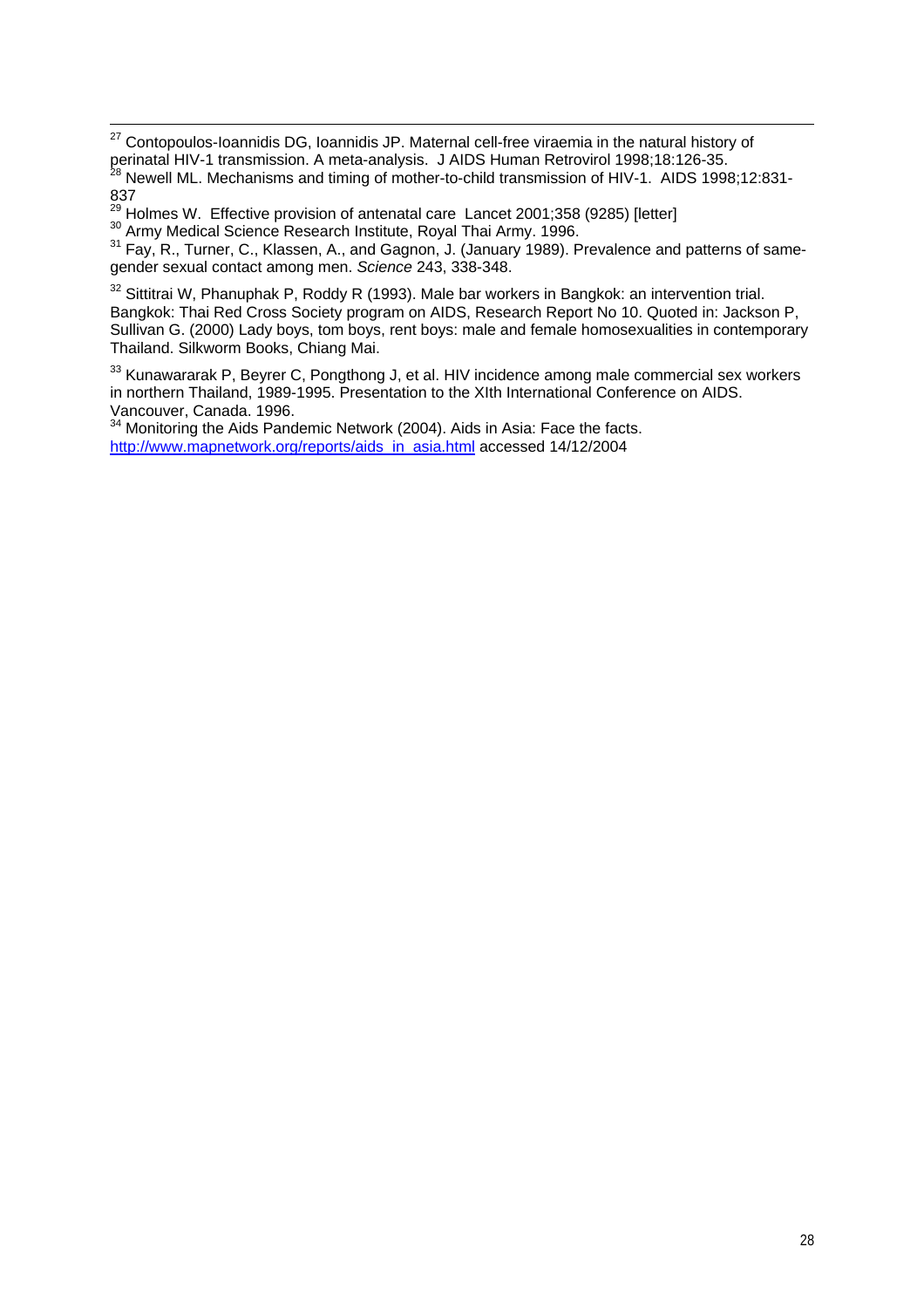[27] Contopoulos-Ioannidis DG, Ioannidis JP. Maternal cell-free viraemia in the natural history of perinatal HIV-1 transmission. A meta-analysis. J AIDS Human Retrovirol 1998;18:126-35.

[28] Newell ML. Mechanisms and timing of mother-to-child transmission of HIV-1. AIDS 1998;12:831-837

[29] Holmes W. Effective provision of antenatal care Lancet 2001;358 (9285) [letter]

[30] Army Medical Science Research Institute, Royal Thai Army. 1996.

[31] Fay, R., Turner, C., Klassen, A., and Gagnon, J. (January 1989). Prevalence and patterns of same-gender sexual contact among men. *Science* 243, 338-348.

[32] Sittitrai W, Phanuphak P, Roddy R (1993). Male bar workers in Bangkok: an intervention trial. Bangkok: Thai Red Cross Society program on AIDS, Research Report No 10. Quoted in: Jackson P, Sullivan G. (2000) Lady boys, tom boys, rent boys: male and female homosexualities in contemporary Thailand. Silkworm Books, Chiang Mai.

[33] Kunawararak P, Beyrer C, Pongthong J, et al. HIV incidence among male commercial sex workers in northern Thailand, 1989-1995. Presentation to the XIth International Conference on AIDS. Vancouver, Canada. 1996.

[34] Monitoring the Aids Pandemic Network (2004). Aids in Asia: Face the facts. http://www.mapnetwork.org/reports/aids_in_asia.html accessed 14/12/2004